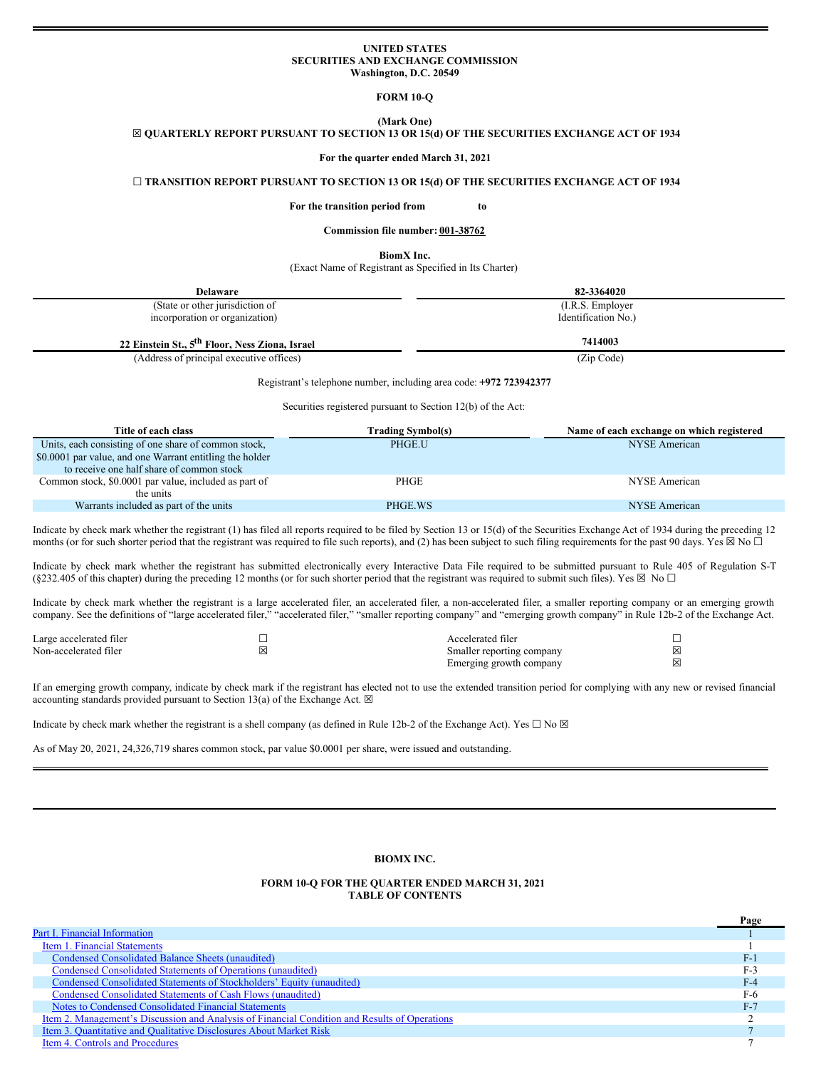**UNITED STATES**
**SECURITIES AND EXCHANGE COMMISSION**
**Washington, D.C. 20549**

**FORM 10-Q**

**(Mark One)**

☒ **QUARTERLY REPORT PURSUANT TO SECTION 13 OR 15(d) OF THE SECURITIES EXCHANGE ACT OF 1934**

**For the quarter ended March 31, 2021**

☐ **TRANSITION REPORT PURSUANT TO SECTION 13 OR 15(d) OF THE SECURITIES EXCHANGE ACT OF 1934**

**For the transition period from to**

**Commission file number: 001-38762**

**BiomX Inc.**
(Exact Name of Registrant as Specified in Its Charter)

| **Delaware** | **82-3364020** |
|---|---|
| (State or other jurisdiction of incorporation or organization) | (I.R.S. Employer Identification No.) |
| **22 Einstein St., 5th Floor, Ness Ziona, Israel** | **7414003** |
| (Address of principal executive offices) | (Zip Code) |

Registrant's telephone number, including area code: **+972 723942377**

Securities registered pursuant to Section 12(b) of the Act:

| Title of each class | Trading Symbol(s) | Name of each exchange on which registered |
|---|---|---|
| Units, each consisting of one share of common stock, $0.0001 par value, and one Warrant entitling the holder to receive one half share of common stock | PHGE.U | NYSE American |
| Common stock, $0.0001 par value, included as part of the units | PHGE | NYSE American |
| Warrants included as part of the units | PHGE.WS | NYSE American |

Indicate by check mark whether the registrant (1) has filed all reports required to be filed by Section 13 or 15(d) of the Securities Exchange Act of 1934 during the preceding 12 months (or for such shorter period that the registrant was required to file such reports), and (2) has been subject to such filing requirements for the past 90 days. Yes ☒ No ☐

Indicate by check mark whether the registrant has submitted electronically every Interactive Data File required to be submitted pursuant to Rule 405 of Regulation S-T (§232.405 of this chapter) during the preceding 12 months (or for such shorter period that the registrant was required to submit such files). Yes ☒ No ☐

Indicate by check mark whether the registrant is a large accelerated filer, an accelerated filer, a non-accelerated filer, a smaller reporting company or an emerging growth company. See the definitions of "large accelerated filer," "accelerated filer," "smaller reporting company" and "emerging growth company" in Rule 12b-2 of the Exchange Act.

| | | | |
|---|---|---|---|
| Large accelerated filer | ☐ | Accelerated filer | ☐ |
| Non-accelerated filer | ☒ | Smaller reporting company | ☒ |
| | | Emerging growth company | ☒ |

If an emerging growth company, indicate by check mark if the registrant has elected not to use the extended transition period for complying with any new or revised financial accounting standards provided pursuant to Section 13(a) of the Exchange Act. ☒

Indicate by check mark whether the registrant is a shell company (as defined in Rule 12b-2 of the Exchange Act). Yes ☐ No ☒

As of May 20, 2021, 24,326,719 shares common stock, par value $0.0001 per share, were issued and outstanding.

**BIOMX INC.**

**FORM 10-Q FOR THE QUARTER ENDED MARCH 31, 2021**
**TABLE OF CONTENTS**

| | Page |
|---|---|
| Part I. Financial Information | 1 |
| Item 1. Financial Statements | 1 |
| Condensed Consolidated Balance Sheets (unaudited) | F-1 |
| Condensed Consolidated Statements of Operations (unaudited) | F-3 |
| Condensed Consolidated Statements of Stockholders' Equity (unaudited) | F-4 |
| Condensed Consolidated Statements of Cash Flows (unaudited) | F-6 |
| Notes to Condensed Consolidated Financial Statements | F-7 |
| Item 2. Management's Discussion and Analysis of Financial Condition and Results of Operations | 2 |
| Item 3. Quantitative and Qualitative Disclosures About Market Risk | 7 |
| Item 4. Controls and Procedures | 7 |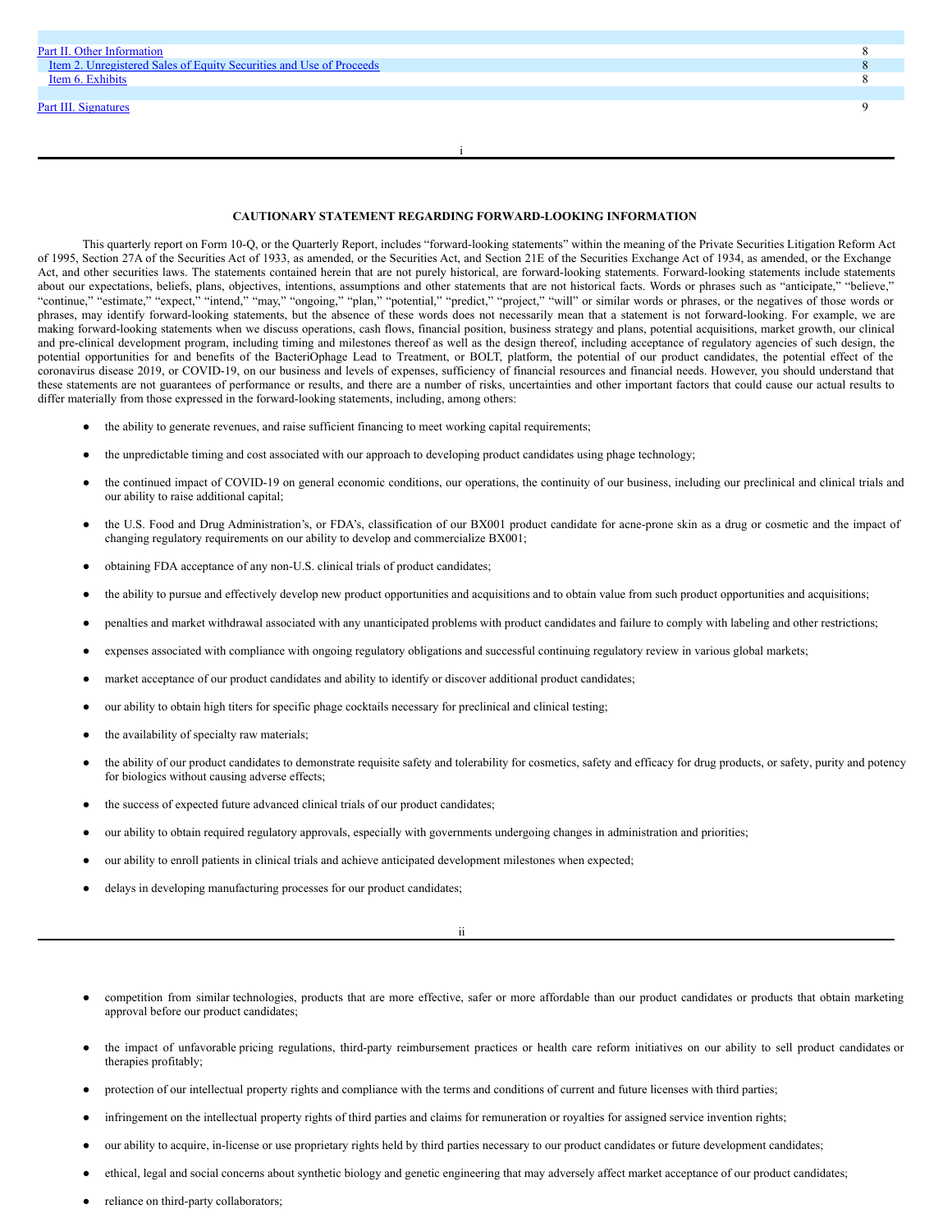| | |
|---|---|
| Part II. Other Information | 8 |
| Item 2. Unregistered Sales of Equity Securities and Use of Proceeds | 8 |
| Item 6. Exhibits | 8 |
| | |
| Part III. Signatures | 9 |

**CAUTIONARY STATEMENT REGARDING FORWARD-LOOKING INFORMATION**

This quarterly report on Form 10-Q, or the Quarterly Report, includes "forward-looking statements" within the meaning of the Private Securities Litigation Reform Act of 1995, Section 27A of the Securities Act of 1933, as amended, or the Securities Act, and Section 21E of the Securities Exchange Act of 1934, as amended, or the Exchange Act, and other securities laws. The statements contained herein that are not purely historical, are forward-looking statements. Forward-looking statements include statements about our expectations, beliefs, plans, objectives, intentions, assumptions and other statements that are not historical facts. Words or phrases such as "anticipate," "believe," "continue," "estimate," "expect," "intend," "may," "ongoing," "plan," "potential," "predict," "project," "will" or similar words or phrases, or the negatives of those words or phrases, may identify forward-looking statements, but the absence of these words does not necessarily mean that a statement is not forward-looking. For example, we are making forward-looking statements when we discuss operations, cash flows, financial position, business strategy and plans, potential acquisitions, market growth, our clinical and pre-clinical development program, including timing and milestones thereof as well as the design thereof, including acceptance of regulatory agencies of such design, the potential opportunities for and benefits of the BacteriOphage Lead to Treatment, or BOLT, platform, the potential of our product candidates, the potential effect of the coronavirus disease 2019, or COVID-19, on our business and levels of expenses, sufficiency of financial resources and financial needs. However, you should understand that these statements are not guarantees of performance or results, and there are a number of risks, uncertainties and other important factors that could cause our actual results to differ materially from those expressed in the forward-looking statements, including, among others:

- the ability to generate revenues, and raise sufficient financing to meet working capital requirements;
- the unpredictable timing and cost associated with our approach to developing product candidates using phage technology;
- the continued impact of COVID-19 on general economic conditions, our operations, the continuity of our business, including our preclinical and clinical trials and our ability to raise additional capital;
- the U.S. Food and Drug Administration's, or FDA's, classification of our BX001 product candidate for acne-prone skin as a drug or cosmetic and the impact of changing regulatory requirements on our ability to develop and commercialize BX001;
- obtaining FDA acceptance of any non-U.S. clinical trials of product candidates;
- the ability to pursue and effectively develop new product opportunities and acquisitions and to obtain value from such product opportunities and acquisitions;
- penalties and market withdrawal associated with any unanticipated problems with product candidates and failure to comply with labeling and other restrictions;
- expenses associated with compliance with ongoing regulatory obligations and successful continuing regulatory review in various global markets;
- market acceptance of our product candidates and ability to identify or discover additional product candidates;
- our ability to obtain high titers for specific phage cocktails necessary for preclinical and clinical testing;
- the availability of specialty raw materials;
- the ability of our product candidates to demonstrate requisite safety and tolerability for cosmetics, safety and efficacy for drug products, or safety, purity and potency for biologics without causing adverse effects;
- the success of expected future advanced clinical trials of our product candidates;
- our ability to obtain required regulatory approvals, especially with governments undergoing changes in administration and priorities;
- our ability to enroll patients in clinical trials and achieve anticipated development milestones when expected;
- delays in developing manufacturing processes for our product candidates;
- competition from similar technologies, products that are more effective, safer or more affordable than our product candidates or products that obtain marketing approval before our product candidates;
- the impact of unfavorable pricing regulations, third-party reimbursement practices or health care reform initiatives on our ability to sell product candidates or therapies profitably;
- protection of our intellectual property rights and compliance with the terms and conditions of current and future licenses with third parties;
- infringement on the intellectual property rights of third parties and claims for remuneration or royalties for assigned service invention rights;
- our ability to acquire, in-license or use proprietary rights held by third parties necessary to our product candidates or future development candidates;
- ethical, legal and social concerns about synthetic biology and genetic engineering that may adversely affect market acceptance of our product candidates;
- reliance on third-party collaborators;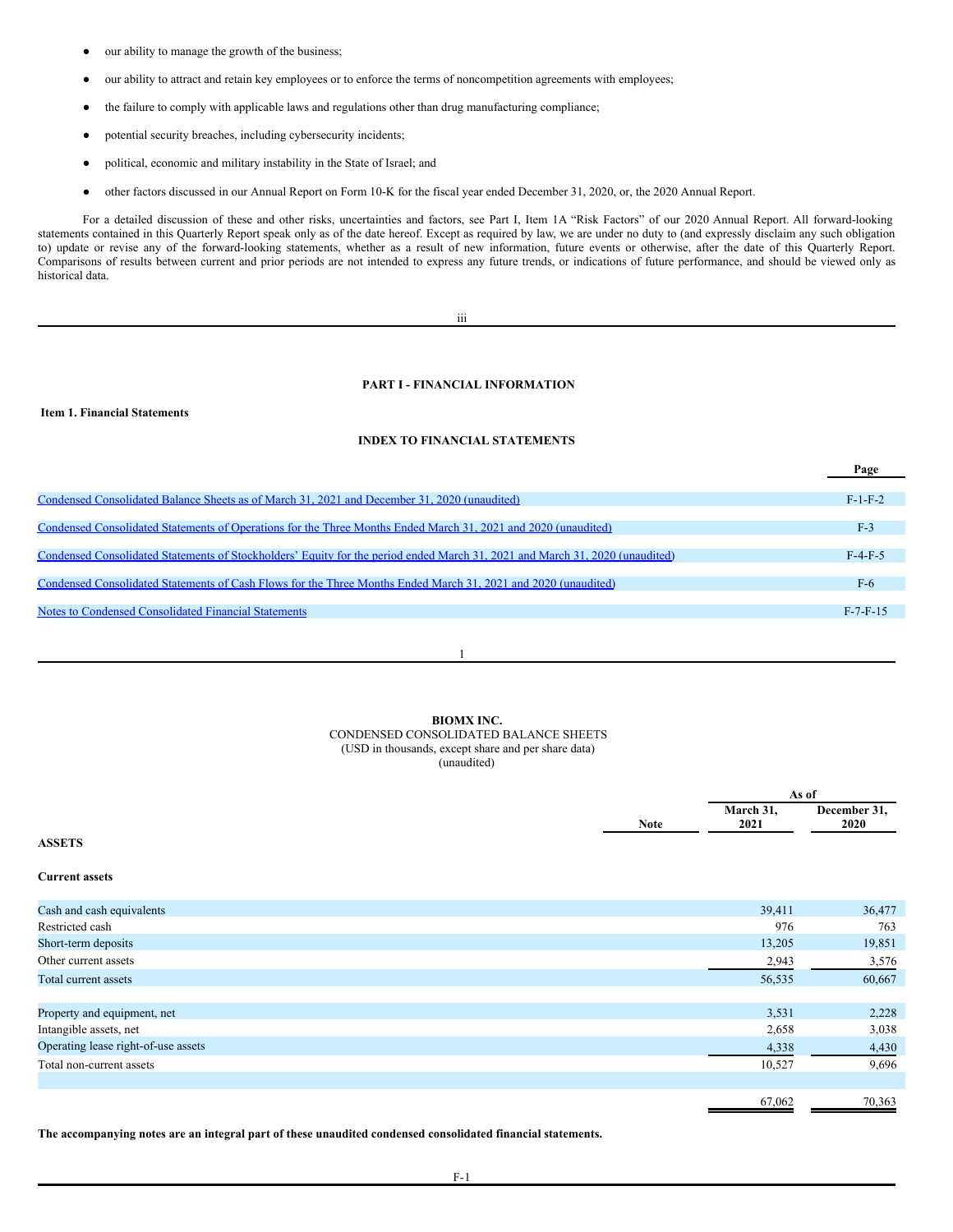- our ability to manage the growth of the business;
- our ability to attract and retain key employees or to enforce the terms of noncompetition agreements with employees;
- the failure to comply with applicable laws and regulations other than drug manufacturing compliance;
- potential security breaches, including cybersecurity incidents;
- political, economic and military instability in the State of Israel; and
- other factors discussed in our Annual Report on Form 10-K for the fiscal year ended December 31, 2020, or, the 2020 Annual Report.

For a detailed discussion of these and other risks, uncertainties and factors, see Part I, Item 1A "Risk Factors" of our 2020 Annual Report. All forward-looking statements contained in this Quarterly Report speak only as of the date hereof. Except as required by law, we are under no duty to (and expressly disclaim any such obligation to) update or revise any of the forward-looking statements, whether as a result of new information, future events or otherwise, after the date of this Quarterly Report. Comparisons of results between current and prior periods are not intended to express any future trends, or indications of future performance, and should be viewed only as historical data.

# PART I - FINANCIAL INFORMATION

## Item 1. Financial Statements

### INDEX TO FINANCIAL STATEMENTS

| | Page |
|---|---|
| Condensed Consolidated Balance Sheets as of March 31, 2021 and December 31, 2020 (unaudited) | F-1-F-2 |
| Condensed Consolidated Statements of Operations for the Three Months Ended March 31, 2021 and 2020 (unaudited) | F-3 |
| Condensed Consolidated Statements of Stockholders' Equity for the period ended March 31, 2021 and March 31, 2020 (unaudited) | F-4-F-5 |
| Condensed Consolidated Statements of Cash Flows for the Three Months Ended March 31, 2021 and 2020 (unaudited) | F-6 |
| Notes to Condensed Consolidated Financial Statements | F-7-F-15 |

**BIOMX INC.**

CONDENSED CONSOLIDATED BALANCE SHEETS

(USD in thousands, except share and per share data)

(unaudited)

| | Note | As of March 31, 2021 | As of December 31, 2020 |
|---|---|---|---|
| **ASSETS** | | | |
| **Current assets** | | | |
| Cash and cash equivalents | | 39,411 | 36,477 |
| Restricted cash | | 976 | 763 |
| Short-term deposits | | 13,205 | 19,851 |
| Other current assets | | 2,943 | 3,576 |
| Total current assets | | 56,535 | 60,667 |
| | | | |
| Property and equipment, net | | 3,531 | 2,228 |
| Intangible assets, net | | 2,658 | 3,038 |
| Operating lease right-of-use assets | | 4,338 | 4,430 |
| Total non-current assets | | 10,527 | 9,696 |
| | | | |
| | | 67,062 | 70,363 |

**The accompanying notes are an integral part of these unaudited condensed consolidated financial statements.**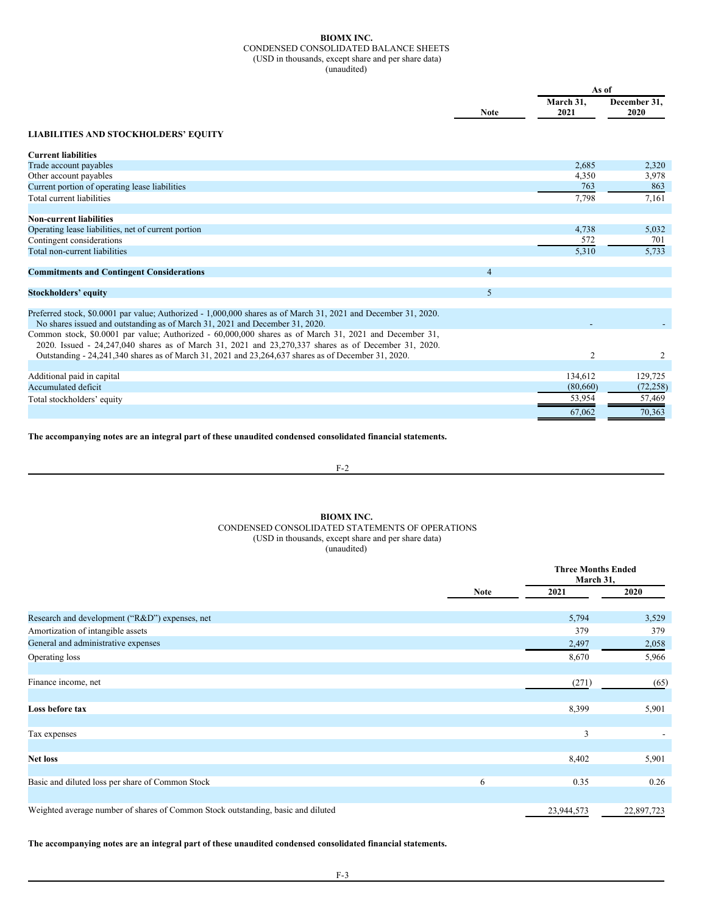**BIOMX INC.**
CONDENSED CONSOLIDATED BALANCE SHEETS
(USD in thousands, except share and per share data)
(unaudited)

| | Note | As of March 31, 2021 | As of December 31, 2020 |
|---|---|---|---|
| **LIABILITIES AND STOCKHOLDERS' EQUITY** | | | |
| **Current liabilities** | | | |
| Trade account payables | | 2,685 | 2,320 |
| Other account payables | | 4,350 | 3,978 |
| Current portion of operating lease liabilities | | 763 | 863 |
| Total current liabilities | | 7,798 | 7,161 |
| **Non-current liabilities** | | | |
| Operating lease liabilities, net of current portion | | 4,738 | 5,032 |
| Contingent considerations | | 572 | 701 |
| Total non-current liabilities | | 5,310 | 5,733 |
| **Commitments and Contingent Considerations** | 4 | | |
| **Stockholders' equity** | 5 | | |
| Preferred stock, $0.0001 par value; Authorized - 1,000,000 shares as of March 31, 2021 and December 31, 2020. No shares issued and outstanding as of March 31, 2021 and December 31, 2020. | | - | - |
| Common stock, $0.0001 par value; Authorized - 60,000,000 shares as of March 31, 2021 and December 31, 2020. Issued - 24,247,040 shares as of March 31, 2021 and 23,270,337 shares as of December 31, 2020. Outstanding - 24,241,340 shares as of March 31, 2021 and 23,264,637 shares as of December 31, 2020. | | 2 | 2 |
| Additional paid in capital | | 134,612 | 129,725 |
| Accumulated deficit | | (80,660) | (72,258) |
| Total stockholders' equity | | 53,954 | 57,469 |
| | | 67,062 | 70,363 |

**The accompanying notes are an integral part of these unaudited condensed consolidated financial statements.**

**BIOMX INC.**
CONDENSED CONSOLIDATED STATEMENTS OF OPERATIONS
(USD in thousands, except share and per share data)
(unaudited)

| | Note | Three Months Ended March 31, 2021 | Three Months Ended March 31, 2020 |
|---|---|---|---|
| Research and development ("R&D") expenses, net | | 5,794 | 3,529 |
| Amortization of intangible assets | | 379 | 379 |
| General and administrative expenses | | 2,497 | 2,058 |
| Operating loss | | 8,670 | 5,966 |
| Finance income, net | | (271) | (65) |
| **Loss before tax** | | 8,399 | 5,901 |
| Tax expenses | | 3 | - |
| **Net loss** | | 8,402 | 5,901 |
| Basic and diluted loss per share of Common Stock | 6 | 0.35 | 0.26 |
| Weighted average number of shares of Common Stock outstanding, basic and diluted | | 23,944,573 | 22,897,723 |

**The accompanying notes are an integral part of these unaudited condensed consolidated financial statements.**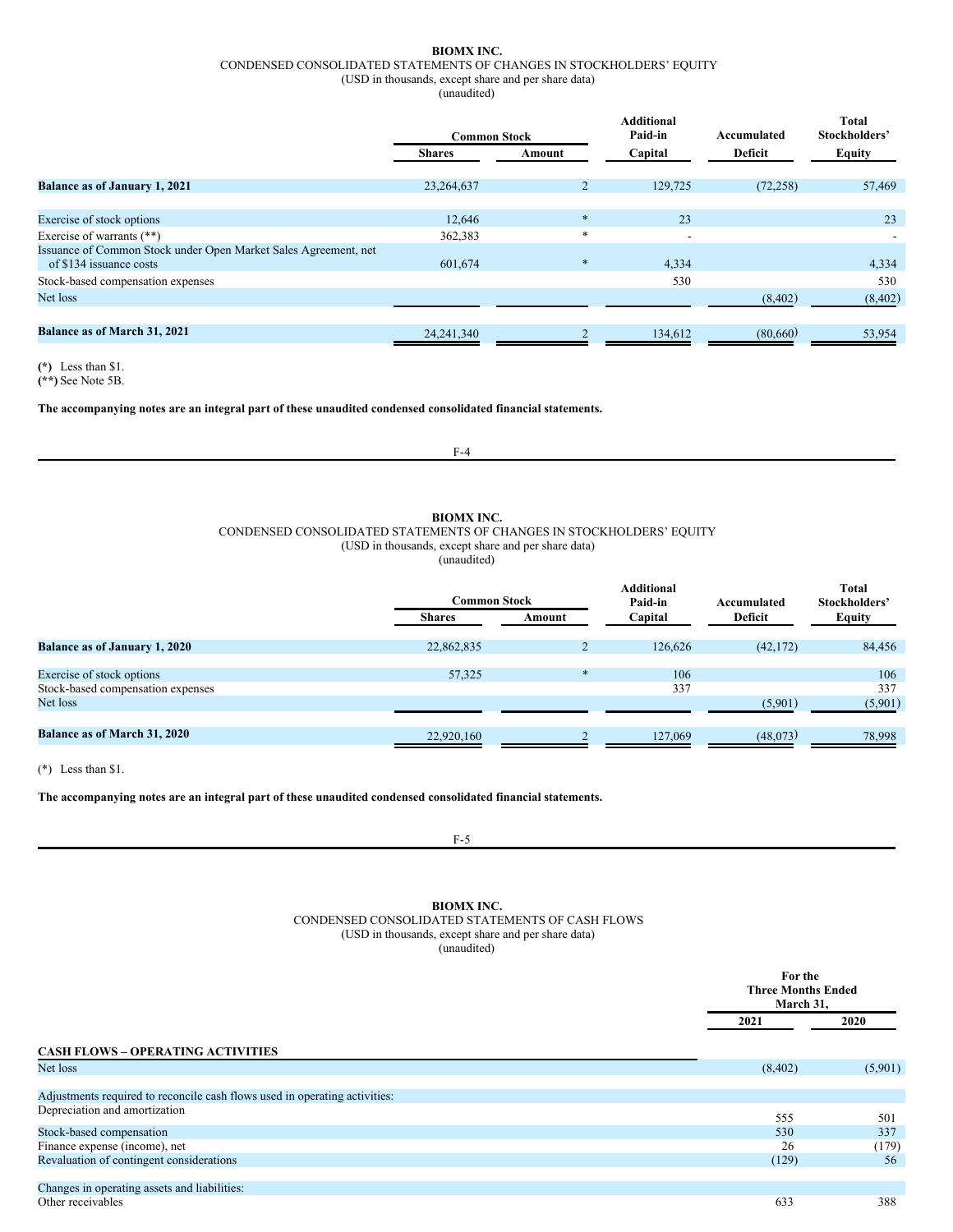**BIOMX INC.**

CONDENSED CONSOLIDATED STATEMENTS OF CHANGES IN STOCKHOLDERS' EQUITY

(USD in thousands, except share and per share data)

(unaudited)

| | Common Stock | | Additional Paid-in | Accumulated | Total Stockholders' |
|---|---|---|---|---|---|
| | Shares | Amount | Capital | Deficit | Equity |
| **Balance as of January 1, 2021** | 23,264,637 | 2 | 129,725 | (72,258) | 57,469 |
| Exercise of stock options | 12,646 | * | 23 | | 23 |
| Exercise of warrants (**) | 362,383 | * | - | | - |
| Issuance of Common Stock under Open Market Sales Agreement, net of $134 issuance costs | 601,674 | * | 4,334 | | 4,334 |
| Stock-based compensation expenses | | | 530 | | 530 |
| Net loss | | | | (8,402) | (8,402) |
| **Balance as of March 31, 2021** | 24,241,340 | 2 | 134,612 | (80,660) | 53,954 |

**(*)** Less than $1.

**(**)** See Note 5B.

**The accompanying notes are an integral part of these unaudited condensed consolidated financial statements.**

**BIOMX INC.**

CONDENSED CONSOLIDATED STATEMENTS OF CHANGES IN STOCKHOLDERS' EQUITY

(USD in thousands, except share and per share data)

(unaudited)

| | Common Stock | | Additional Paid-in | Accumulated | Total Stockholders' |
|---|---|---|---|---|---|
| | Shares | Amount | Capital | Deficit | Equity |
| **Balance as of January 1, 2020** | 22,862,835 | 2 | 126,626 | (42,172) | 84,456 |
| Exercise of stock options | 57,325 | * | 106 | | 106 |
| Stock-based compensation expenses | | | 337 | | 337 |
| Net loss | | | | (5,901) | (5,901) |
| **Balance as of March 31, 2020** | 22,920,160 | 2 | 127,069 | (48,073) | 78,998 |

(*) Less than $1.

**The accompanying notes are an integral part of these unaudited condensed consolidated financial statements.**

**BIOMX INC.**

CONDENSED CONSOLIDATED STATEMENTS OF CASH FLOWS

(USD in thousands, except share and per share data)

(unaudited)

| | For the Three Months Ended March 31, | |
|---|---|---|
| | 2021 | 2020 |
| **CASH FLOWS – OPERATING ACTIVITIES** | | |
| Net loss | (8,402) | (5,901) |
| Adjustments required to reconcile cash flows used in operating activities: | | |
| Depreciation and amortization | 555 | 501 |
| Stock-based compensation | 530 | 337 |
| Finance expense (income), net | 26 | (179) |
| Revaluation of contingent considerations | (129) | 56 |
| Changes in operating assets and liabilities: | | |
| Other receivables | 633 | 388 |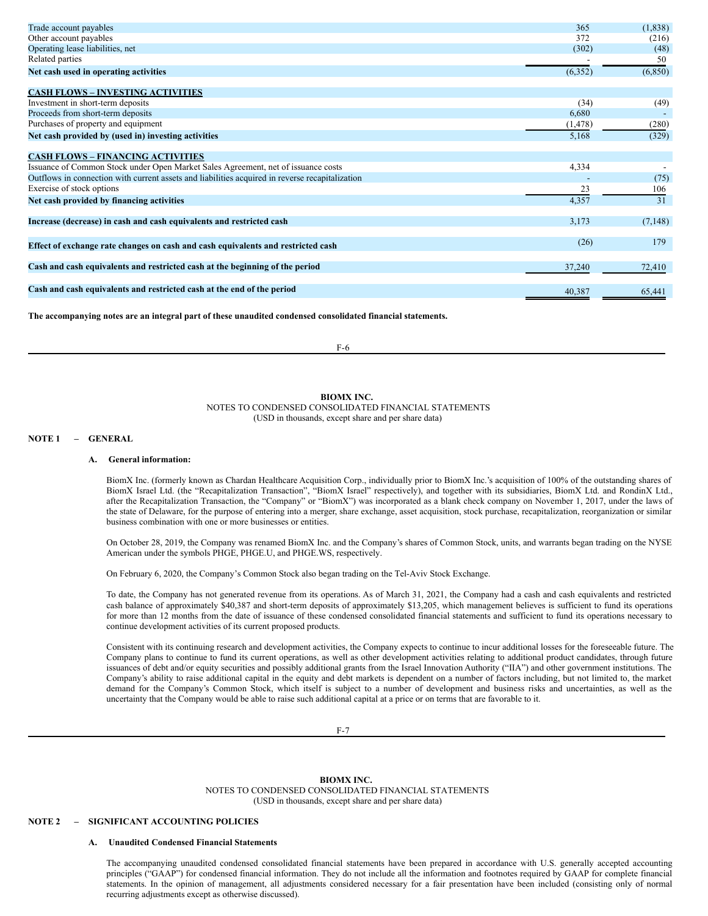| | | |
|---|---|---|
| Trade account payables | 365 | (1,838) |
| Other account payables | 372 | (216) |
| Operating lease liabilities, net | (302) | (48) |
| Related parties | - | 50 |
| **Net cash used in operating activities** | (6,352) | (6,850) |
| | | |
| **CASH FLOWS – INVESTING ACTIVITIES** | | |
| Investment in short-term deposits | (34) | (49) |
| Proceeds from short-term deposits | 6,680 | - |
| Purchases of property and equipment | (1,478) | (280) |
| **Net cash provided by (used in) investing activities** | 5,168 | (329) |
| | | |
| **CASH FLOWS – FINANCING ACTIVITIES** | | |
| Issuance of Common Stock under Open Market Sales Agreement, net of issuance costs | 4,334 | - |
| Outflows in connection with current assets and liabilities acquired in reverse recapitalization | - | (75) |
| Exercise of stock options | 23 | 106 |
| **Net cash provided by financing activities** | 4,357 | 31 |
| | | |
| **Increase (decrease) in cash and cash equivalents and restricted cash** | 3,173 | (7,148) |
| | | |
| **Effect of exchange rate changes on cash and cash equivalents and restricted cash** | (26) | 179 |
| | | |
| **Cash and cash equivalents and restricted cash at the beginning of the period** | 37,240 | 72,410 |
| | | |
| **Cash and cash equivalents and restricted cash at the end of the period** | 40,387 | 65,441 |

**The accompanying notes are an integral part of these unaudited condensed consolidated financial statements.**

**BIOMX INC.**
NOTES TO CONDENSED CONSOLIDATED FINANCIAL STATEMENTS
(USD in thousands, except share and per share data)

## NOTE 1 – GENERAL

### A. General information:

BiomX Inc. (formerly known as Chardan Healthcare Acquisition Corp., individually prior to BiomX Inc.'s acquisition of 100% of the outstanding shares of BiomX Israel Ltd. (the "Recapitalization Transaction", "BiomX Israel" respectively), and together with its subsidiaries, BiomX Ltd. and RondinX Ltd., after the Recapitalization Transaction, the "Company" or "BiomX") was incorporated as a blank check company on November 1, 2017, under the laws of the state of Delaware, for the purpose of entering into a merger, share exchange, asset acquisition, stock purchase, recapitalization, reorganization or similar business combination with one or more businesses or entities.

On October 28, 2019, the Company was renamed BiomX Inc. and the Company's shares of Common Stock, units, and warrants began trading on the NYSE American under the symbols PHGE, PHGE.U, and PHGE.WS, respectively.

On February 6, 2020, the Company's Common Stock also began trading on the Tel-Aviv Stock Exchange.

To date, the Company has not generated revenue from its operations. As of March 31, 2021, the Company had a cash and cash equivalents and restricted cash balance of approximately $40,387 and short-term deposits of approximately $13,205, which management believes is sufficient to fund its operations for more than 12 months from the date of issuance of these condensed consolidated financial statements and sufficient to fund its operations necessary to continue development activities of its current proposed products.

Consistent with its continuing research and development activities, the Company expects to continue to incur additional losses for the foreseeable future. The Company plans to continue to fund its current operations, as well as other development activities relating to additional product candidates, through future issuances of debt and/or equity securities and possibly additional grants from the Israel Innovation Authority ("IIA") and other government institutions. The Company's ability to raise additional capital in the equity and debt markets is dependent on a number of factors including, but not limited to, the market demand for the Company's Common Stock, which itself is subject to a number of development and business risks and uncertainties, as well as the uncertainty that the Company would be able to raise such additional capital at a price or on terms that are favorable to it.

**BIOMX INC.**
NOTES TO CONDENSED CONSOLIDATED FINANCIAL STATEMENTS
(USD in thousands, except share and per share data)

## NOTE 2 – SIGNIFICANT ACCOUNTING POLICIES

### A. Unaudited Condensed Financial Statements

The accompanying unaudited condensed consolidated financial statements have been prepared in accordance with U.S. generally accepted accounting principles ("GAAP") for condensed financial information. They do not include all the information and footnotes required by GAAP for complete financial statements. In the opinion of management, all adjustments considered necessary for a fair presentation have been included (consisting only of normal recurring adjustments except as otherwise discussed).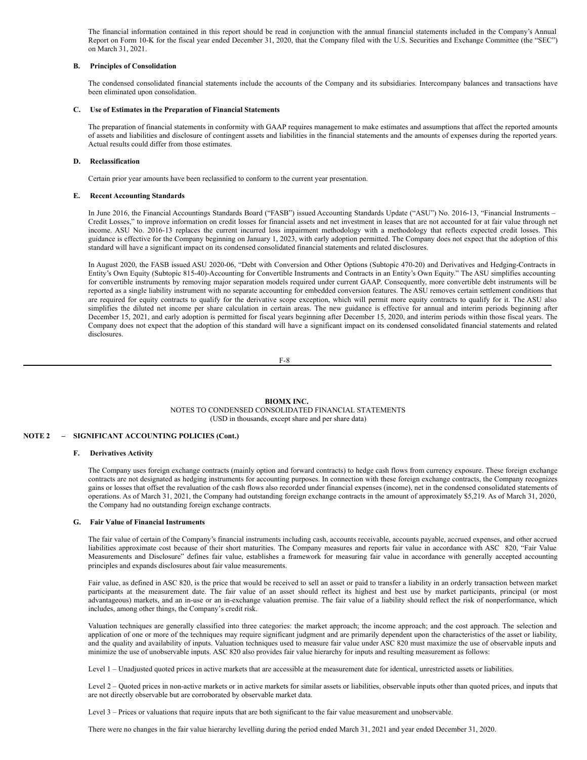The financial information contained in this report should be read in conjunction with the annual financial statements included in the Company's Annual Report on Form 10-K for the fiscal year ended December 31, 2020, that the Company filed with the U.S. Securities and Exchange Committee (the "SEC") on March 31, 2021.

#### B. Principles of Consolidation

The condensed consolidated financial statements include the accounts of the Company and its subsidiaries. Intercompany balances and transactions have been eliminated upon consolidation.

#### C. Use of Estimates in the Preparation of Financial Statements

The preparation of financial statements in conformity with GAAP requires management to make estimates and assumptions that affect the reported amounts of assets and liabilities and disclosure of contingent assets and liabilities in the financial statements and the amounts of expenses during the reported years. Actual results could differ from those estimates.

#### D. Reclassification

Certain prior year amounts have been reclassified to conform to the current year presentation.

#### E. Recent Accounting Standards

In June 2016, the Financial Accountings Standards Board ("FASB") issued Accounting Standards Update ("ASU") No. 2016-13, "Financial Instruments – Credit Losses," to improve information on credit losses for financial assets and net investment in leases that are not accounted for at fair value through net income. ASU No. 2016-13 replaces the current incurred loss impairment methodology with a methodology that reflects expected credit losses. This guidance is effective for the Company beginning on January 1, 2023, with early adoption permitted. The Company does not expect that the adoption of this standard will have a significant impact on its condensed consolidated financial statements and related disclosures.

In August 2020, the FASB issued ASU 2020-06, "Debt with Conversion and Other Options (Subtopic 470-20) and Derivatives and Hedging-Contracts in Entity's Own Equity (Subtopic 815-40)-Accounting for Convertible Instruments and Contracts in an Entity's Own Equity." The ASU simplifies accounting for convertible instruments by removing major separation models required under current GAAP. Consequently, more convertible debt instruments will be reported as a single liability instrument with no separate accounting for embedded conversion features. The ASU removes certain settlement conditions that are required for equity contracts to qualify for the derivative scope exception, which will permit more equity contracts to qualify for it. The ASU also simplifies the diluted net income per share calculation in certain areas. The new guidance is effective for annual and interim periods beginning after December 15, 2021, and early adoption is permitted for fiscal years beginning after December 15, 2020, and interim periods within those fiscal years. The Company does not expect that the adoption of this standard will have a significant impact on its condensed consolidated financial statements and related disclosures.

**BIOMX INC.**

NOTES TO CONDENSED CONSOLIDATED FINANCIAL STATEMENTS
(USD in thousands, except share and per share data)

### NOTE 2 – SIGNIFICANT ACCOUNTING POLICIES (Cont.)

#### F. Derivatives Activity

The Company uses foreign exchange contracts (mainly option and forward contracts) to hedge cash flows from currency exposure. These foreign exchange contracts are not designated as hedging instruments for accounting purposes. In connection with these foreign exchange contracts, the Company recognizes gains or losses that offset the revaluation of the cash flows also recorded under financial expenses (income), net in the condensed consolidated statements of operations. As of March 31, 2021, the Company had outstanding foreign exchange contracts in the amount of approximately $5,219. As of March 31, 2020, the Company had no outstanding foreign exchange contracts.

#### G. Fair Value of Financial Instruments

The fair value of certain of the Company's financial instruments including cash, accounts receivable, accounts payable, accrued expenses, and other accrued liabilities approximate cost because of their short maturities. The Company measures and reports fair value in accordance with ASC 820, "Fair Value Measurements and Disclosure" defines fair value, establishes a framework for measuring fair value in accordance with generally accepted accounting principles and expands disclosures about fair value measurements.

Fair value, as defined in ASC 820, is the price that would be received to sell an asset or paid to transfer a liability in an orderly transaction between market participants at the measurement date. The fair value of an asset should reflect its highest and best use by market participants, principal (or most advantageous) markets, and an in-use or an in-exchange valuation premise. The fair value of a liability should reflect the risk of nonperformance, which includes, among other things, the Company's credit risk.

Valuation techniques are generally classified into three categories: the market approach; the income approach; and the cost approach. The selection and application of one or more of the techniques may require significant judgment and are primarily dependent upon the characteristics of the asset or liability, and the quality and availability of inputs. Valuation techniques used to measure fair value under ASC 820 must maximize the use of observable inputs and minimize the use of unobservable inputs. ASC 820 also provides fair value hierarchy for inputs and resulting measurement as follows:

Level 1 – Unadjusted quoted prices in active markets that are accessible at the measurement date for identical, unrestricted assets or liabilities.

Level 2 – Quoted prices in non-active markets or in active markets for similar assets or liabilities, observable inputs other than quoted prices, and inputs that are not directly observable but are corroborated by observable market data.

Level 3 – Prices or valuations that require inputs that are both significant to the fair value measurement and unobservable.

There were no changes in the fair value hierarchy levelling during the period ended March 31, 2021 and year ended December 31, 2020.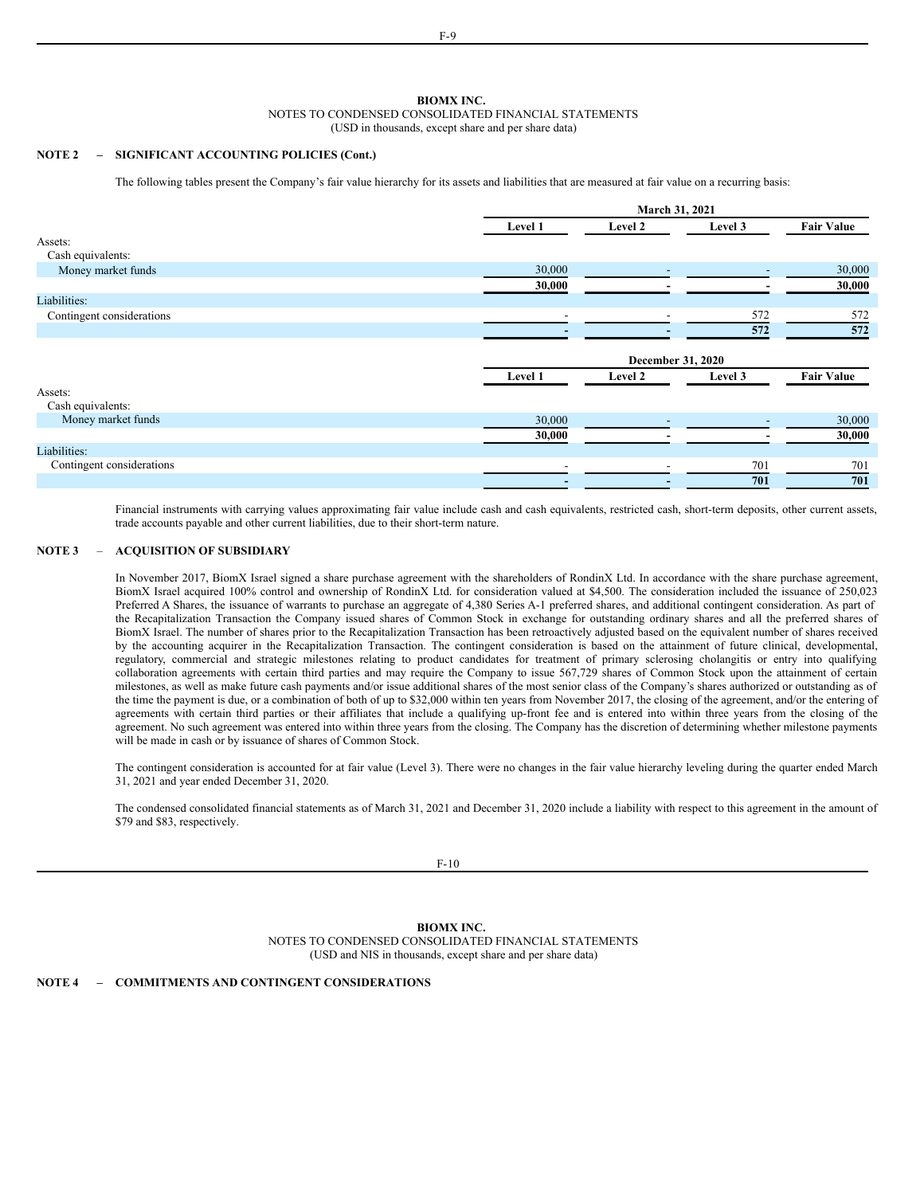**BIOMX INC.**
NOTES TO CONDENSED CONSOLIDATED FINANCIAL STATEMENTS
(USD in thousands, except share and per share data)

**NOTE 2 – SIGNIFICANT ACCOUNTING POLICIES (Cont.)**

The following tables present the Company's fair value hierarchy for its assets and liabilities that are measured at fair value on a recurring basis:

| | March 31, 2021 | | | |
|---|---|---|---|---|
| | **Level 1** | **Level 2** | **Level 3** | **Fair Value** |
| Assets: | | | | |
| Cash equivalents: | | | | |
| Money market funds | 30,000 | - | - | 30,000 |
| | **30,000** | **-** | **-** | **30,000** |
| Liabilities: | | | | |
| Contingent considerations | - | - | 572 | 572 |
| | **-** | **-** | **572** | **572** |

| | December 31, 2020 | | | |
|---|---|---|---|---|
| | **Level 1** | **Level 2** | **Level 3** | **Fair Value** |
| Assets: | | | | |
| Cash equivalents: | | | | |
| Money market funds | 30,000 | - | - | 30,000 |
| | **30,000** | **-** | **-** | **30,000** |
| Liabilities: | | | | |
| Contingent considerations | - | - | 701 | 701 |
| | **-** | **-** | **701** | **701** |

Financial instruments with carrying values approximating fair value include cash and cash equivalents, restricted cash, short-term deposits, other current assets, trade accounts payable and other current liabilities, due to their short-term nature.

**NOTE 3 – ACQUISITION OF SUBSIDIARY**

In November 2017, BiomX Israel signed a share purchase agreement with the shareholders of RondinX Ltd. In accordance with the share purchase agreement, BiomX Israel acquired 100% control and ownership of RondinX Ltd. for consideration valued at $4,500. The consideration included the issuance of 250,023 Preferred A Shares, the issuance of warrants to purchase an aggregate of 4,380 Series A-1 preferred shares, and additional contingent consideration. As part of the Recapitalization Transaction the Company issued shares of Common Stock in exchange for outstanding ordinary shares and all the preferred shares of BiomX Israel. The number of shares prior to the Recapitalization Transaction has been retroactively adjusted based on the equivalent number of shares received by the accounting acquirer in the Recapitalization Transaction. The contingent consideration is based on the attainment of future clinical, developmental, regulatory, commercial and strategic milestones relating to product candidates for treatment of primary sclerosing cholangitis or entry into qualifying collaboration agreements with certain third parties and may require the Company to issue 567,729 shares of Common Stock upon the attainment of certain milestones, as well as make future cash payments and/or issue additional shares of the most senior class of the Company's shares authorized or outstanding as of the time the payment is due, or a combination of both of up to $32,000 within ten years from November 2017, the closing of the agreement, and/or the entering of agreements with certain third parties or their affiliates that include a qualifying up-front fee and is entered into within three years from the closing of the agreement. No such agreement was entered into within three years from the closing. The Company has the discretion of determining whether milestone payments will be made in cash or by issuance of shares of Common Stock.

The contingent consideration is accounted for at fair value (Level 3). There were no changes in the fair value hierarchy leveling during the quarter ended March 31, 2021 and year ended December 31, 2020.

The condensed consolidated financial statements as of March 31, 2021 and December 31, 2020 include a liability with respect to this agreement in the amount of $79 and $83, respectively.

**BIOMX INC.**
NOTES TO CONDENSED CONSOLIDATED FINANCIAL STATEMENTS
(USD and NIS in thousands, except share and per share data)

**NOTE 4 – COMMITMENTS AND CONTINGENT CONSIDERATIONS**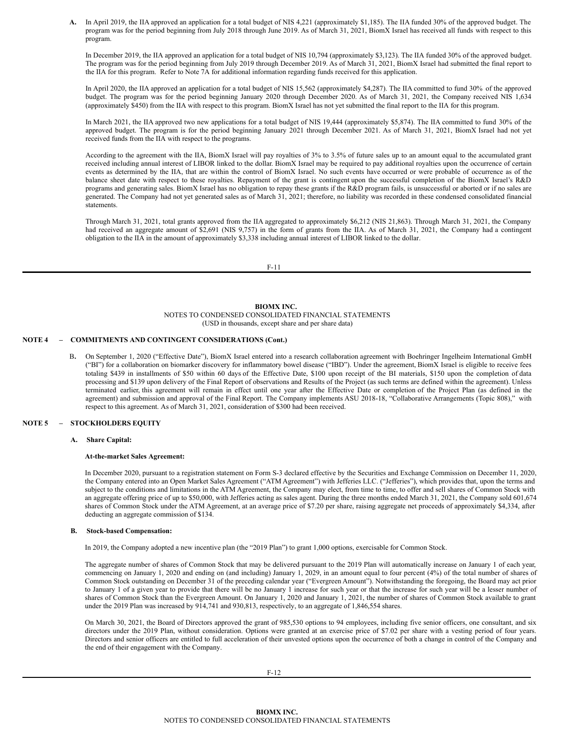**A.** In April 2019, the IIA approved an application for a total budget of NIS 4,221 (approximately $1,185). The IIA funded 30% of the approved budget. The program was for the period beginning from July 2018 through June 2019. As of March 31, 2021, BiomX Israel has received all funds with respect to this program.

In December 2019, the IIA approved an application for a total budget of NIS 10,794 (approximately $3,123). The IIA funded 30% of the approved budget. The program was for the period beginning from July 2019 through December 2019. As of March 31, 2021, BiomX Israel had submitted the final report to the IIA for this program. Refer to Note 7A for additional information regarding funds received for this application.

In April 2020, the IIA approved an application for a total budget of NIS 15,562 (approximately $4,287). The IIA committed to fund 30% of the approved budget. The program was for the period beginning January 2020 through December 2020. As of March 31, 2021, the Company received NIS 1,634 (approximately $450) from the IIA with respect to this program. BiomX Israel has not yet submitted the final report to the IIA for this program.

In March 2021, the IIA approved two new applications for a total budget of NIS 19,444 (approximately $5,874). The IIA committed to fund 30% of the approved budget. The program is for the period beginning January 2021 through December 2021. As of March 31, 2021, BiomX Israel had not yet received funds from the IIA with respect to the programs.

According to the agreement with the IIA, BiomX Israel will pay royalties of 3% to 3.5% of future sales up to an amount equal to the accumulated grant received including annual interest of LIBOR linked to the dollar. BiomX Israel may be required to pay additional royalties upon the occurrence of certain events as determined by the IIA, that are within the control of BiomX Israel. No such events have occurred or were probable of occurrence as of the balance sheet date with respect to these royalties. Repayment of the grant is contingent upon the successful completion of the BiomX Israel's R&D programs and generating sales. BiomX Israel has no obligation to repay these grants if the R&D program fails, is unsuccessful or aborted or if no sales are generated. The Company had not yet generated sales as of March 31, 2021; therefore, no liability was recorded in these condensed consolidated financial statements.

Through March 31, 2021, total grants approved from the IIA aggregated to approximately $6,212 (NIS 21,863). Through March 31, 2021, the Company had received an aggregate amount of $2,691 (NIS 9,757) in the form of grants from the IIA. As of March 31, 2021, the Company had a contingent obligation to the IIA in the amount of approximately $3,338 including annual interest of LIBOR linked to the dollar.

**BIOMX INC.**
NOTES TO CONDENSED CONSOLIDATED FINANCIAL STATEMENTS
(USD in thousands, except share and per share data)

## NOTE 4 – COMMITMENTS AND CONTINGENT CONSIDERATIONS (Cont.)

**B.** On September 1, 2020 ("Effective Date"), BiomX Israel entered into a research collaboration agreement with Boehringer Ingelheim International GmbH ("BI") for a collaboration on biomarker discovery for inflammatory bowel disease ("IBD"). Under the agreement, BiomX Israel is eligible to receive fees totaling $439 in installments of $50 within 60 days of the Effective Date, $100 upon receipt of the BI materials, $150 upon the completion of data processing and $139 upon delivery of the Final Report of observations and Results of the Project (as such terms are defined within the agreement). Unless terminated earlier, this agreement will remain in effect until one year after the Effective Date or completion of the Project Plan (as defined in the agreement) and submission and approval of the Final Report. The Company implements ASU 2018-18, "Collaborative Arrangements (Topic 808)," with respect to this agreement. As of March 31, 2021, consideration of $300 had been received.

## NOTE 5 – STOCKHOLDERS EQUITY

### A. Share Capital:

**At-the-market Sales Agreement:**

In December 2020, pursuant to a registration statement on Form S-3 declared effective by the Securities and Exchange Commission on December 11, 2020, the Company entered into an Open Market Sales Agreement ("ATM Agreement") with Jefferies LLC. ("Jefferies"), which provides that, upon the terms and subject to the conditions and limitations in the ATM Agreement, the Company may elect, from time to time, to offer and sell shares of Common Stock with an aggregate offering price of up to $50,000, with Jefferies acting as sales agent. During the three months ended March 31, 2021, the Company sold 601,674 shares of Common Stock under the ATM Agreement, at an average price of $7.20 per share, raising aggregate net proceeds of approximately $4,334, after deducting an aggregate commission of $134.

### B. Stock-based Compensation:

In 2019, the Company adopted a new incentive plan (the "2019 Plan") to grant 1,000 options, exercisable for Common Stock.

The aggregate number of shares of Common Stock that may be delivered pursuant to the 2019 Plan will automatically increase on January 1 of each year, commencing on January 1, 2020 and ending on (and including) January 1, 2029, in an amount equal to four percent (4%) of the total number of shares of Common Stock outstanding on December 31 of the preceding calendar year ("Evergreen Amount"). Notwithstanding the foregoing, the Board may act prior to January 1 of a given year to provide that there will be no January 1 increase for such year or that the increase for such year will be a lesser number of shares of Common Stock than the Evergreen Amount. On January 1, 2020 and January 1, 2021, the number of shares of Common Stock available to grant under the 2019 Plan was increased by 914,741 and 930,813, respectively, to an aggregate of 1,846,554 shares.

On March 30, 2021, the Board of Directors approved the grant of 985,530 options to 94 employees, including five senior officers, one consultant, and six directors under the 2019 Plan, without consideration. Options were granted at an exercise price of $7.02 per share with a vesting period of four years. Directors and senior officers are entitled to full acceleration of their unvested options upon the occurrence of both a change in control of the Company and the end of their engagement with the Company.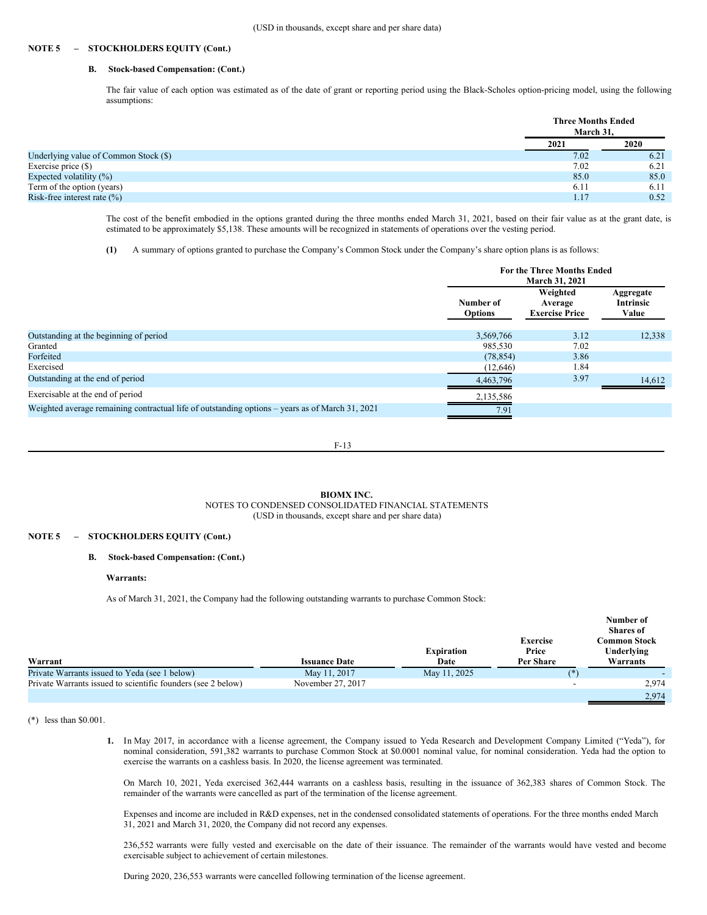**NOTE 5 – STOCKHOLDERS EQUITY (Cont.)**

**B. Stock-based Compensation: (Cont.)**

The fair value of each option was estimated as of the date of grant or reporting period using the Black-Scholes option-pricing model, using the following assumptions:

| | Three Months Ended March 31, | |
|---|---|---|
| | 2021 | 2020 |
| Underlying value of Common Stock ($) | 7.02 | 6.21 |
| Exercise price ($) | 7.02 | 6.21 |
| Expected volatility (%) | 85.0 | 85.0 |
| Term of the option (years) | 6.11 | 6.11 |
| Risk-free interest rate (%) | 1.17 | 0.52 |

The cost of the benefit embodied in the options granted during the three months ended March 31, 2021, based on their fair value as at the grant date, is estimated to be approximately $5,138. These amounts will be recognized in statements of operations over the vesting period.

**(1)** A summary of options granted to purchase the Company's Common Stock under the Company's share option plans is as follows:

| | For the Three Months Ended March 31, 2021 | | |
|---|---|---|---|
| | Number of Options | Weighted Average Exercise Price | Aggregate Intrinsic Value |
| Outstanding at the beginning of period | 3,569,766 | 3.12 | 12,338 |
| Granted | 985,530 | 7.02 | |
| Forfeited | (78,854) | 3.86 | |
| Exercised | (12,646) | 1.84 | |
| Outstanding at the end of period | 4,463,796 | 3.97 | 14,612 |
| Exercisable at the end of period | 2,135,586 | | |
| Weighted average remaining contractual life of outstanding options – years as of March 31, 2021 | 7.91 | | |

**BIOMX INC.**
NOTES TO CONDENSED CONSOLIDATED FINANCIAL STATEMENTS
(USD in thousands, except share and per share data)

**NOTE 5 – STOCKHOLDERS EQUITY (Cont.)**

**B. Stock-based Compensation: (Cont.)**

**Warrants:**

As of March 31, 2021, the Company had the following outstanding warrants to purchase Common Stock:

| Warrant | Issuance Date | Expiration Date | Exercise Price Per Share | Number of Shares of Common Stock Underlying Warrants |
|---|---|---|---|---|
| Private Warrants issued to Yeda (see 1 below) | May 11, 2017 | May 11, 2025 | (*) | - |
| Private Warrants issued to scientific founders (see 2 below) | November 27, 2017 | | - | 2,974 |
| | | | | 2,974 |

(*) less than $0.001.

1. In May 2017, in accordance with a license agreement, the Company issued to Yeda Research and Development Company Limited ("Yeda"), for nominal consideration, 591,382 warrants to purchase Common Stock at $0.0001 nominal value, for nominal consideration. Yeda had the option to exercise the warrants on a cashless basis. In 2020, the license agreement was terminated.

   On March 10, 2021, Yeda exercised 362,444 warrants on a cashless basis, resulting in the issuance of 362,383 shares of Common Stock. The remainder of the warrants were cancelled as part of the termination of the license agreement.

   Expenses and income are included in R&D expenses, net in the condensed consolidated statements of operations. For the three months ended March 31, 2021 and March 31, 2020, the Company did not record any expenses.

   236,552 warrants were fully vested and exercisable on the date of their issuance. The remainder of the warrants would have vested and become exercisable subject to achievement of certain milestones.

   During 2020, 236,553 warrants were cancelled following termination of the license agreement.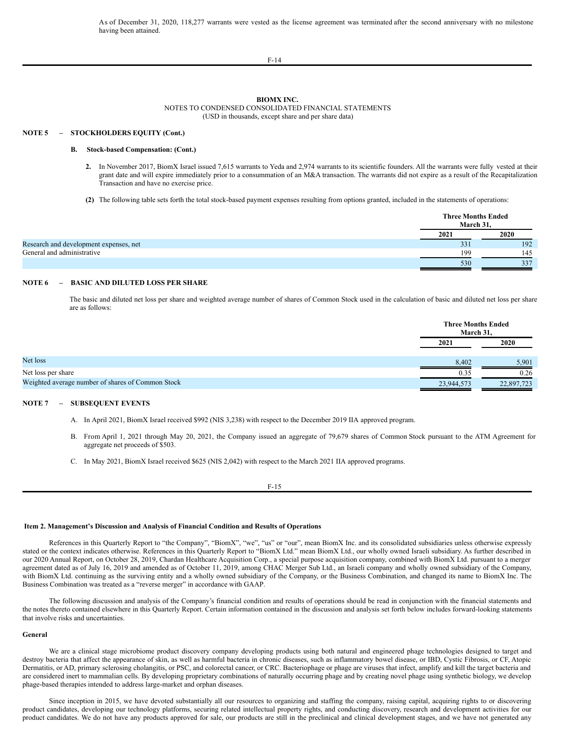As of December 31, 2020, 118,277 warrants were vested as the license agreement was terminated after the second anniversary with no milestone having been attained.

**BIOMX INC.**
NOTES TO CONDENSED CONSOLIDATED FINANCIAL STATEMENTS
(USD in thousands, except share and per share data)

**NOTE 5 – STOCKHOLDERS EQUITY (Cont.)**

**B. Stock-based Compensation: (Cont.)**

**2.** In November 2017, BiomX Israel issued 7,615 warrants to Yeda and 2,974 warrants to its scientific founders. All the warrants were fully vested at their grant date and will expire immediately prior to a consummation of an M&A transaction. The warrants did not expire as a result of the Recapitalization Transaction and have no exercise price.

**(2)** The following table sets forth the total stock-based payment expenses resulting from options granted, included in the statements of operations:

| | Three Months Ended March 31, | |
|---|---|---|
| | 2021 | 2020 |
| Research and development expenses, net | 331 | 192 |
| General and administrative | 199 | 145 |
| | 530 | 337 |

**NOTE 6 – BASIC AND DILUTED LOSS PER SHARE**

The basic and diluted net loss per share and weighted average number of shares of Common Stock used in the calculation of basic and diluted net loss per share are as follows:

| | Three Months Ended March 31, | |
|---|---|---|
| | 2021 | 2020 |
| Net loss | 8,402 | 5,901 |
| Net loss per share | 0.35 | 0.26 |
| Weighted average number of shares of Common Stock | 23,944,573 | 22,897,723 |

**NOTE 7 – SUBSEQUENT EVENTS**

A. In April 2021, BiomX Israel received $992 (NIS 3,238) with respect to the December 2019 IIA approved program.

B. From April 1, 2021 through May 20, 2021, the Company issued an aggregate of 79,679 shares of Common Stock pursuant to the ATM Agreement for aggregate net proceeds of $503.

C. In May 2021, BiomX Israel received $625 (NIS 2,042) with respect to the March 2021 IIA approved programs.

## Item 2. Management's Discussion and Analysis of Financial Condition and Results of Operations

References in this Quarterly Report to "the Company", "BiomX", "we", "us" or "our", mean BiomX Inc. and its consolidated subsidiaries unless otherwise expressly stated or the context indicates otherwise. References in this Quarterly Report to "BiomX Ltd." mean BiomX Ltd., our wholly owned Israeli subsidiary. As further described in our 2020 Annual Report, on October 28, 2019, Chardan Healthcare Acquisition Corp., a special purpose acquisition company, combined with BiomX Ltd. pursuant to a merger agreement dated as of July 16, 2019 and amended as of October 11, 2019, among CHAC Merger Sub Ltd., an Israeli company and wholly owned subsidiary of the Company, with BiomX Ltd. continuing as the surviving entity and a wholly owned subsidiary of the Company, or the Business Combination, and changed its name to BiomX Inc. The Business Combination was treated as a "reverse merger" in accordance with GAAP.

The following discussion and analysis of the Company's financial condition and results of operations should be read in conjunction with the financial statements and the notes thereto contained elsewhere in this Quarterly Report. Certain information contained in the discussion and analysis set forth below includes forward-looking statements that involve risks and uncertainties.

### General

We are a clinical stage microbiome product discovery company developing products using both natural and engineered phage technologies designed to target and destroy bacteria that affect the appearance of skin, as well as harmful bacteria in chronic diseases, such as inflammatory bowel disease, or IBD, Cystic Fibrosis, or CF, Atopic Dermatitis, or AD, primary sclerosing cholangitis, or PSC, and colorectal cancer, or CRC. Bacteriophage or phage are viruses that infect, amplify and kill the target bacteria and are considered inert to mammalian cells. By developing proprietary combinations of naturally occurring phage and by creating novel phage using synthetic biology, we develop phage-based therapies intended to address large-market and orphan diseases.

Since inception in 2015, we have devoted substantially all our resources to organizing and staffing the company, raising capital, acquiring rights to or discovering product candidates, developing our technology platforms, securing related intellectual property rights, and conducting discovery, research and development activities for our product candidates. We do not have any products approved for sale, our products are still in the preclinical and clinical development stages, and we have not generated any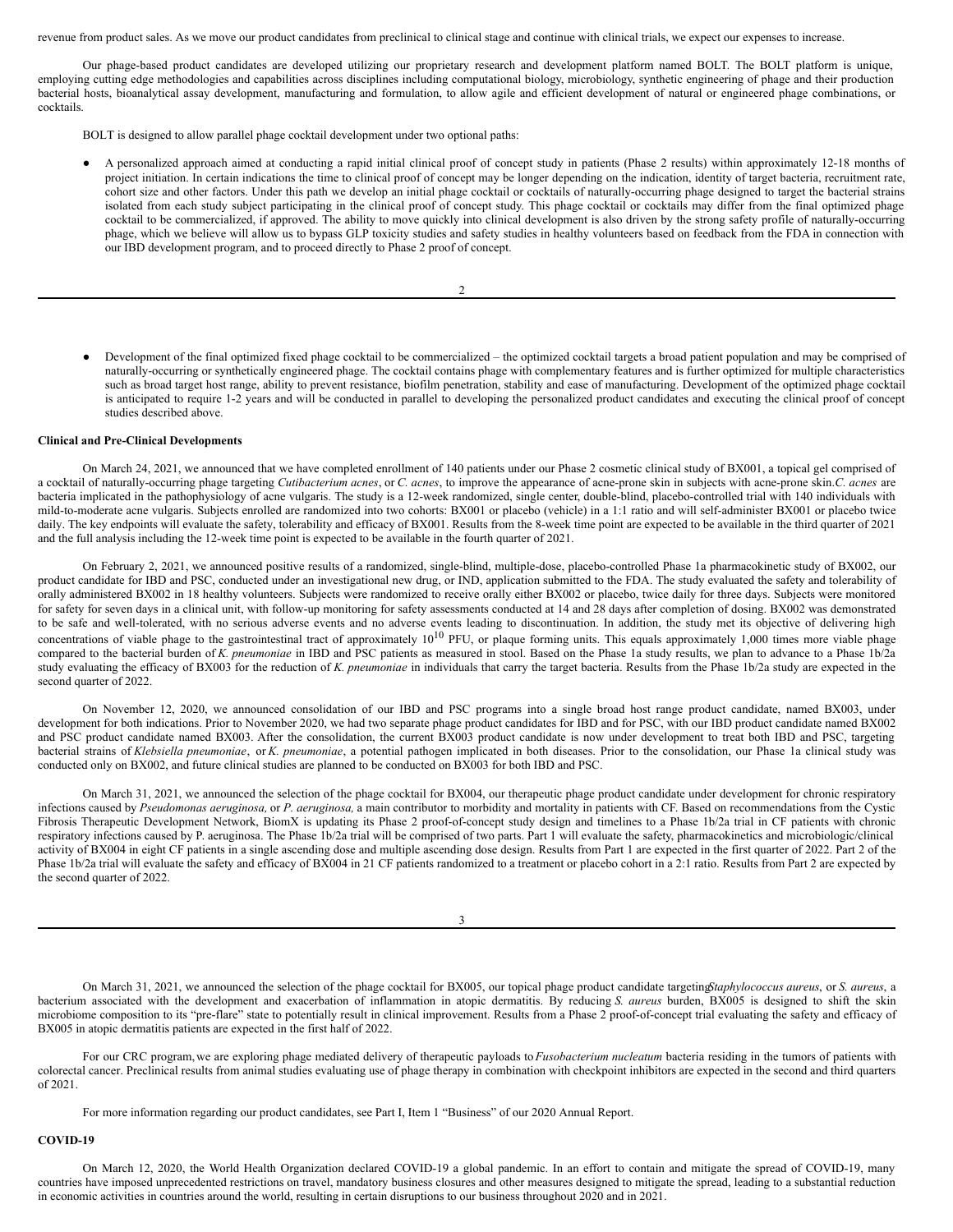revenue from product sales. As we move our product candidates from preclinical to clinical stage and continue with clinical trials, we expect our expenses to increase.

Our phage-based product candidates are developed utilizing our proprietary research and development platform named BOLT. The BOLT platform is unique, employing cutting edge methodologies and capabilities across disciplines including computational biology, microbiology, synthetic engineering of phage and their production bacterial hosts, bioanalytical assay development, manufacturing and formulation, to allow agile and efficient development of natural or engineered phage combinations, or cocktails.

BOLT is designed to allow parallel phage cocktail development under two optional paths:

- A personalized approach aimed at conducting a rapid initial clinical proof of concept study in patients (Phase 2 results) within approximately 12-18 months of project initiation. In certain indications the time to clinical proof of concept may be longer depending on the indication, identity of target bacteria, recruitment rate, cohort size and other factors. Under this path we develop an initial phage cocktail or cocktails of naturally-occurring phage designed to target the bacterial strains isolated from each study subject participating in the clinical proof of concept study. This phage cocktail or cocktails may differ from the final optimized phage cocktail to be commercialized, if approved. The ability to move quickly into clinical development is also driven by the strong safety profile of naturally-occurring phage, which we believe will allow us to bypass GLP toxicity studies and safety studies in healthy volunteers based on feedback from the FDA in connection with our IBD development program, and to proceed directly to Phase 2 proof of concept.

- Development of the final optimized fixed phage cocktail to be commercialized – the optimized cocktail targets a broad patient population and may be comprised of naturally-occurring or synthetically engineered phage. The cocktail contains phage with complementary features and is further optimized for multiple characteristics such as broad target host range, ability to prevent resistance, biofilm penetration, stability and ease of manufacturing. Development of the optimized phage cocktail is anticipated to require 1-2 years and will be conducted in parallel to developing the personalized product candidates and executing the clinical proof of concept studies described above.

**Clinical and Pre-Clinical Developments**

On March 24, 2021, we announced that we have completed enrollment of 140 patients under our Phase 2 cosmetic clinical study of BX001, a topical gel comprised of a cocktail of naturally-occurring phage targeting *Cutibacterium acnes*, or *C. acnes*, to improve the appearance of acne-prone skin in subjects with acne-prone skin. *C. acnes* are bacteria implicated in the pathophysiology of acne vulgaris. The study is a 12-week randomized, single center, double-blind, placebo-controlled trial with 140 individuals with mild-to-moderate acne vulgaris. Subjects enrolled are randomized into two cohorts: BX001 or placebo (vehicle) in a 1:1 ratio and will self-administer BX001 or placebo twice daily. The key endpoints will evaluate the safety, tolerability and efficacy of BX001. Results from the 8-week time point are expected to be available in the third quarter of 2021 and the full analysis including the 12-week time point is expected to be available in the fourth quarter of 2021.

On February 2, 2021, we announced positive results of a randomized, single-blind, multiple-dose, placebo-controlled Phase 1a pharmacokinetic study of BX002, our product candidate for IBD and PSC, conducted under an investigational new drug, or IND, application submitted to the FDA. The study evaluated the safety and tolerability of orally administered BX002 in 18 healthy volunteers. Subjects were randomized to receive orally either BX002 or placebo, twice daily for three days. Subjects were monitored for safety for seven days in a clinical unit, with follow-up monitoring for safety assessments conducted at 14 and 28 days after completion of dosing. BX002 was demonstrated to be safe and well-tolerated, with no serious adverse events and no adverse events leading to discontinuation. In addition, the study met its objective of delivering high concentrations of viable phage to the gastrointestinal tract of approximately $10^{10}$ PFU, or plaque forming units. This equals approximately 1,000 times more viable phage compared to the bacterial burden of *K. pneumoniae* in IBD and PSC patients as measured in stool. Based on the Phase 1a study results, we plan to advance to a Phase 1b/2a study evaluating the efficacy of BX003 for the reduction of *K. pneumoniae* in individuals that carry the target bacteria. Results from the Phase 1b/2a study are expected in the second quarter of 2022.

On November 12, 2020, we announced consolidation of our IBD and PSC programs into a single broad host range product candidate, named BX003, under development for both indications. Prior to November 2020, we had two separate phage product candidates for IBD and for PSC, with our IBD product candidate named BX002 and PSC product candidate named BX003. After the consolidation, the current BX003 product candidate is now under development to treat both IBD and PSC, targeting bacterial strains of *Klebsiella pneumoniae*, or *K. pneumoniae*, a potential pathogen implicated in both diseases. Prior to the consolidation, our Phase 1a clinical study was conducted only on BX002, and future clinical studies are planned to be conducted on BX003 for both IBD and PSC.

On March 31, 2021, we announced the selection of the phage cocktail for BX004, our therapeutic phage product candidate under development for chronic respiratory infections caused by *Pseudomonas aeruginosa,* or *P. aeruginosa,* a main contributor to morbidity and mortality in patients with CF. Based on recommendations from the Cystic Fibrosis Therapeutic Development Network, BiomX is updating its Phase 2 proof-of-concept study design and timelines to a Phase 1b/2a trial in CF patients with chronic respiratory infections caused by P. aeruginosa. The Phase 1b/2a trial will be comprised of two parts. Part 1 will evaluate the safety, pharmacokinetics and microbiologic/clinical activity of BX004 in eight CF patients in a single ascending dose and multiple ascending dose design. Results from Part 1 are expected in the first quarter of 2022. Part 2 of the Phase 1b/2a trial will evaluate the safety and efficacy of BX004 in 21 CF patients randomized to a treatment or placebo cohort in a 2:1 ratio. Results from Part 2 are expected by the second quarter of 2022.

On March 31, 2021, we announced the selection of the phage cocktail for BX005, our topical phage product candidate targeting *Staphylococcus aureus*, or *S. aureus*, a bacterium associated with the development and exacerbation of inflammation in atopic dermatitis. By reducing *S. aureus* burden, BX005 is designed to shift the skin microbiome composition to its "pre-flare" state to potentially result in clinical improvement. Results from a Phase 2 proof-of-concept trial evaluating the safety and efficacy of BX005 in atopic dermatitis patients are expected in the first half of 2022.

For our CRC program, we are exploring phage mediated delivery of therapeutic payloads to *Fusobacterium nucleatum* bacteria residing in the tumors of patients with colorectal cancer. Preclinical results from animal studies evaluating use of phage therapy in combination with checkpoint inhibitors are expected in the second and third quarters of 2021.

For more information regarding our product candidates, see Part I, Item 1 "Business" of our 2020 Annual Report.

**COVID-19**

On March 12, 2020, the World Health Organization declared COVID-19 a global pandemic. In an effort to contain and mitigate the spread of COVID-19, many countries have imposed unprecedented restrictions on travel, mandatory business closures and other measures designed to mitigate the spread, leading to a substantial reduction in economic activities in countries around the world, resulting in certain disruptions to our business throughout 2020 and in 2021.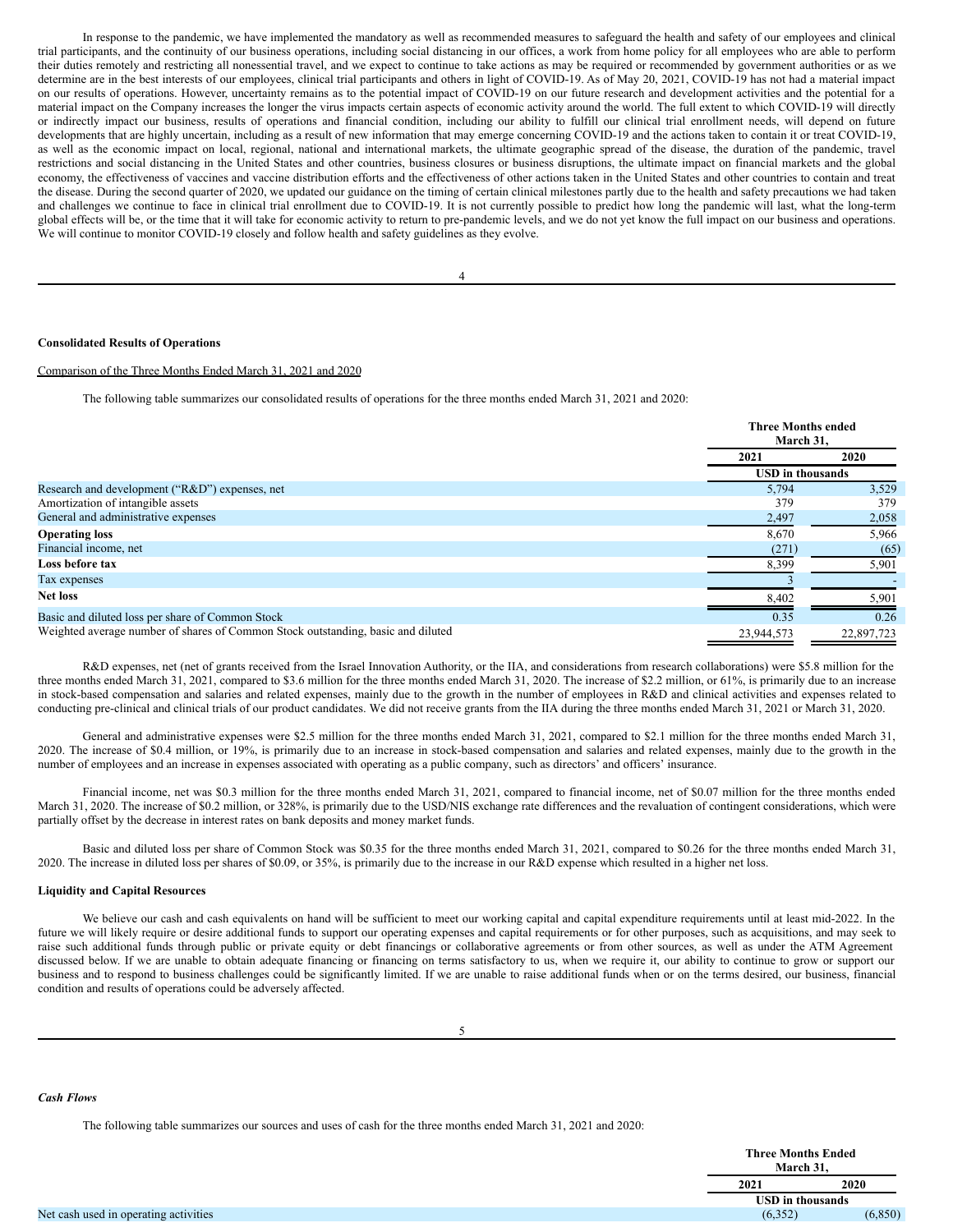In response to the pandemic, we have implemented the mandatory as well as recommended measures to safeguard the health and safety of our employees and clinical trial participants, and the continuity of our business operations, including social distancing in our offices, a work from home policy for all employees who are able to perform their duties remotely and restricting all nonessential travel, and we expect to continue to take actions as may be required or recommended by government authorities or as we determine are in the best interests of our employees, clinical trial participants and others in light of COVID-19. As of May 20, 2021, COVID-19 has not had a material impact on our results of operations. However, uncertainty remains as to the potential impact of COVID-19 on our future research and development activities and the potential for a material impact on the Company increases the longer the virus impacts certain aspects of economic activity around the world. The full extent to which COVID-19 will directly or indirectly impact our business, results of operations and financial condition, including our ability to fulfill our clinical trial enrollment needs, will depend on future developments that are highly uncertain, including as a result of new information that may emerge concerning COVID-19 and the actions taken to contain it or treat COVID-19, as well as the economic impact on local, regional, national and international markets, the ultimate geographic spread of the disease, the duration of the pandemic, travel restrictions and social distancing in the United States and other countries, business closures or business disruptions, the ultimate impact on financial markets and the global economy, the effectiveness of vaccines and vaccine distribution efforts and the effectiveness of other actions taken in the United States and other countries to contain and treat the disease. During the second quarter of 2020, we updated our guidance on the timing of certain clinical milestones partly due to the health and safety precautions we had taken and challenges we continue to face in clinical trial enrollment due to COVID-19. It is not currently possible to predict how long the pandemic will last, what the long-term global effects will be, or the time that it will take for economic activity to return to pre-pandemic levels, and we do not yet know the full impact on our business and operations. We will continue to monitor COVID-19 closely and follow health and safety guidelines as they evolve.

**Consolidated Results of Operations**

Comparison of the Three Months Ended March 31, 2021 and 2020

The following table summarizes our consolidated results of operations for the three months ended March 31, 2021 and 2020:

| | Three Months ended March 31, | |
|---|---|---|
| | 2021 | 2020 |
| | USD in thousands | |
| Research and development ("R&D") expenses, net | 5,794 | 3,529 |
| Amortization of intangible assets | 379 | 379 |
| General and administrative expenses | 2,497 | 2,058 |
| **Operating loss** | 8,670 | 5,966 |
| Financial income, net | (271) | (65) |
| **Loss before tax** | 8,399 | 5,901 |
| Tax expenses | 3 | - |
| **Net loss** | 8,402 | 5,901 |
| Basic and diluted loss per share of Common Stock | 0.35 | 0.26 |
| Weighted average number of shares of Common Stock outstanding, basic and diluted | 23,944,573 | 22,897,723 |

R&D expenses, net (net of grants received from the Israel Innovation Authority, or the IIA, and considerations from research collaborations) were $5.8 million for the three months ended March 31, 2021, compared to $3.6 million for the three months ended March 31, 2020. The increase of $2.2 million, or 61%, is primarily due to an increase in stock-based compensation and salaries and related expenses, mainly due to the growth in the number of employees in R&D and clinical activities and expenses related to conducting pre-clinical and clinical trials of our product candidates. We did not receive grants from the IIA during the three months ended March 31, 2021 or March 31, 2020.

General and administrative expenses were $2.5 million for the three months ended March 31, 2021, compared to $2.1 million for the three months ended March 31, 2020. The increase of $0.4 million, or 19%, is primarily due to an increase in stock-based compensation and salaries and related expenses, mainly due to the growth in the number of employees and an increase in expenses associated with operating as a public company, such as directors' and officers' insurance.

Financial income, net was $0.3 million for the three months ended March 31, 2021, compared to financial income, net of $0.07 million for the three months ended March 31, 2020. The increase of $0.2 million, or 328%, is primarily due to the USD/NIS exchange rate differences and the revaluation of contingent considerations, which were partially offset by the decrease in interest rates on bank deposits and money market funds.

Basic and diluted loss per share of Common Stock was $0.35 for the three months ended March 31, 2021, compared to $0.26 for the three months ended March 31, 2020. The increase in diluted loss per shares of $0.09, or 35%, is primarily due to the increase in our R&D expense which resulted in a higher net loss.

**Liquidity and Capital Resources**

We believe our cash and cash equivalents on hand will be sufficient to meet our working capital and capital expenditure requirements until at least mid-2022. In the future we will likely require or desire additional funds to support our operating expenses and capital requirements or for other purposes, such as acquisitions, and may seek to raise such additional funds through public or private equity or debt financings or collaborative agreements or from other sources, as well as under the ATM Agreement discussed below. If we are unable to obtain adequate financing or financing on terms satisfactory to us, when we require it, our ability to continue to grow or support our business and to respond to business challenges could be significantly limited. If we are unable to raise additional funds when or on the terms desired, our business, financial condition and results of operations could be adversely affected.

***Cash Flows***

The following table summarizes our sources and uses of cash for the three months ended March 31, 2021 and 2020:

| | Three Months Ended March 31, | |
|---|---|---|
| | 2021 | 2020 |
| | USD in thousands | |
| Net cash used in operating activities | (6,352) | (6,850) |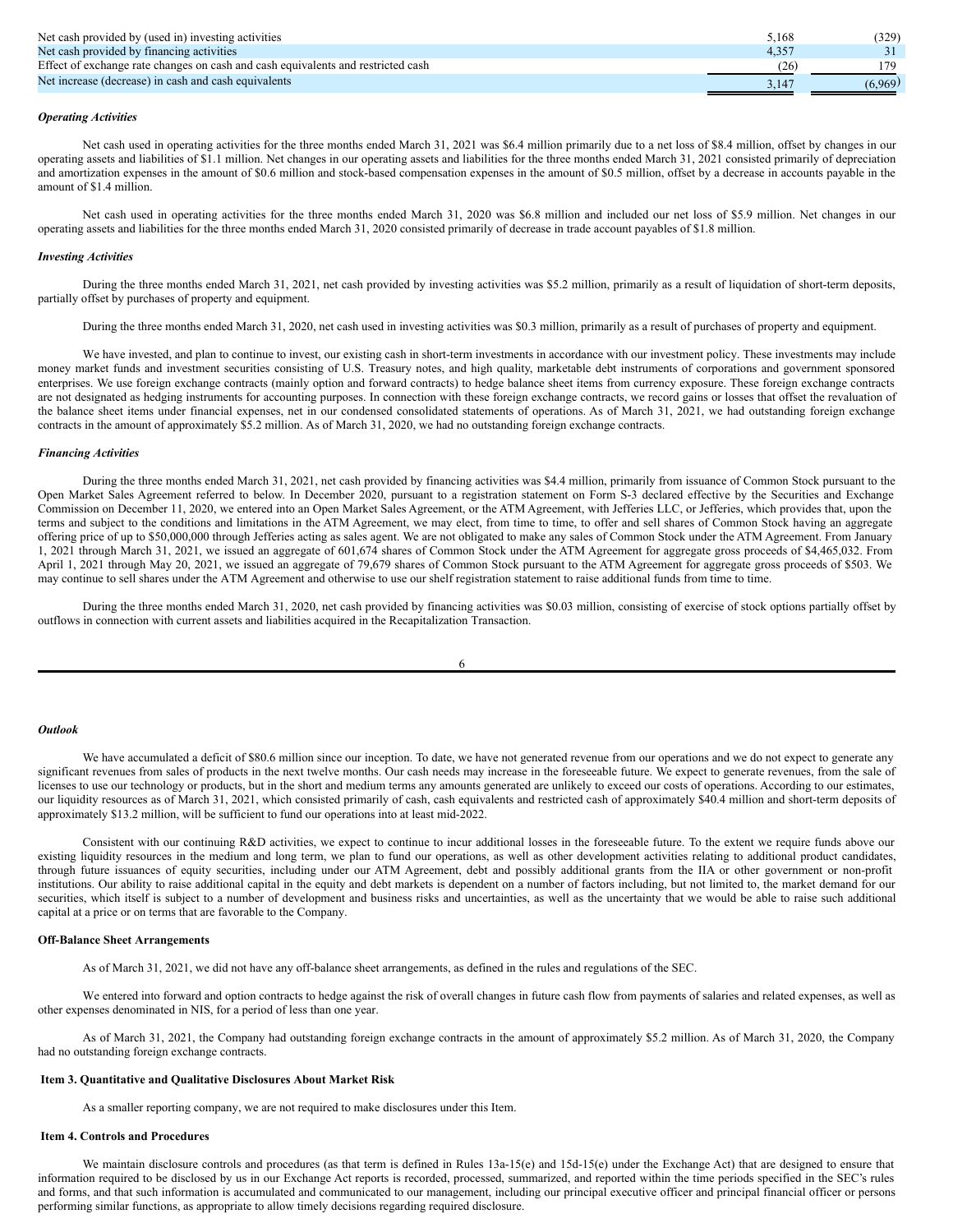| | | |
|---|---|---|
| Net cash provided by (used in) investing activities | 5,168 | (329) |
| Net cash provided by financing activities | 4,357 | 31 |
| Effect of exchange rate changes on cash and cash equivalents and restricted cash | (26) | 179 |
| Net increase (decrease) in cash and cash equivalents | 3,147 | (6,969) |

***Operating Activities***

Net cash used in operating activities for the three months ended March 31, 2021 was $6.4 million primarily due to a net loss of $8.4 million, offset by changes in our operating assets and liabilities of $1.1 million. Net changes in our operating assets and liabilities for the three months ended March 31, 2021 consisted primarily of depreciation and amortization expenses in the amount of $0.6 million and stock-based compensation expenses in the amount of $0.5 million, offset by a decrease in accounts payable in the amount of $1.4 million.

Net cash used in operating activities for the three months ended March 31, 2020 was $6.8 million and included our net loss of $5.9 million. Net changes in our operating assets and liabilities for the three months ended March 31, 2020 consisted primarily of decrease in trade account payables of $1.8 million.

***Investing Activities***

During the three months ended March 31, 2021, net cash provided by investing activities was $5.2 million, primarily as a result of liquidation of short-term deposits, partially offset by purchases of property and equipment.

During the three months ended March 31, 2020, net cash used in investing activities was $0.3 million, primarily as a result of purchases of property and equipment.

We have invested, and plan to continue to invest, our existing cash in short-term investments in accordance with our investment policy. These investments may include money market funds and investment securities consisting of U.S. Treasury notes, and high quality, marketable debt instruments of corporations and government sponsored enterprises. We use foreign exchange contracts (mainly option and forward contracts) to hedge balance sheet items from currency exposure. These foreign exchange contracts are not designated as hedging instruments for accounting purposes. In connection with these foreign exchange contracts, we record gains or losses that offset the revaluation of the balance sheet items under financial expenses, net in our condensed consolidated statements of operations. As of March 31, 2021, we had outstanding foreign exchange contracts in the amount of approximately $5.2 million. As of March 31, 2020, we had no outstanding foreign exchange contracts.

***Financing Activities***

During the three months ended March 31, 2021, net cash provided by financing activities was $4.4 million, primarily from issuance of Common Stock pursuant to the Open Market Sales Agreement referred to below. In December 2020, pursuant to a registration statement on Form S-3 declared effective by the Securities and Exchange Commission on December 11, 2020, we entered into an Open Market Sales Agreement, or the ATM Agreement, with Jefferies LLC, or Jefferies, which provides that, upon the terms and subject to the conditions and limitations in the ATM Agreement, we may elect, from time to time, to offer and sell shares of Common Stock having an aggregate offering price of up to $50,000,000 through Jefferies acting as sales agent. We are not obligated to make any sales of Common Stock under the ATM Agreement. From January 1, 2021 through March 31, 2021, we issued an aggregate of 601,674 shares of Common Stock under the ATM Agreement for aggregate gross proceeds of $4,465,032. From April 1, 2021 through May 20, 2021, we issued an aggregate of 79,679 shares of Common Stock pursuant to the ATM Agreement for aggregate gross proceeds of $503. We may continue to sell shares under the ATM Agreement and otherwise to use our shelf registration statement to raise additional funds from time to time.

During the three months ended March 31, 2020, net cash provided by financing activities was $0.03 million, consisting of exercise of stock options partially offset by outflows in connection with current assets and liabilities acquired in the Recapitalization Transaction.

***Outlook***

We have accumulated a deficit of $80.6 million since our inception. To date, we have not generated revenue from our operations and we do not expect to generate any significant revenues from sales of products in the next twelve months. Our cash needs may increase in the foreseeable future. We expect to generate revenues, from the sale of licenses to use our technology or products, but in the short and medium terms any amounts generated are unlikely to exceed our costs of operations. According to our estimates, our liquidity resources as of March 31, 2021, which consisted primarily of cash, cash equivalents and restricted cash of approximately $40.4 million and short-term deposits of approximately $13.2 million, will be sufficient to fund our operations into at least mid-2022.

Consistent with our continuing R&D activities, we expect to continue to incur additional losses in the foreseeable future. To the extent we require funds above our existing liquidity resources in the medium and long term, we plan to fund our operations, as well as other development activities relating to additional product candidates, through future issuances of equity securities, including under our ATM Agreement, debt and possibly additional grants from the IIA or other government or non-profit institutions. Our ability to raise additional capital in the equity and debt markets is dependent on a number of factors including, but not limited to, the market demand for our securities, which itself is subject to a number of development and business risks and uncertainties, as well as the uncertainty that we would be able to raise such additional capital at a price or on terms that are favorable to the Company.

**Off-Balance Sheet Arrangements**

As of March 31, 2021, we did not have any off-balance sheet arrangements, as defined in the rules and regulations of the SEC.

We entered into forward and option contracts to hedge against the risk of overall changes in future cash flow from payments of salaries and related expenses, as well as other expenses denominated in NIS, for a period of less than one year.

As of March 31, 2021, the Company had outstanding foreign exchange contracts in the amount of approximately $5.2 million. As of March 31, 2020, the Company had no outstanding foreign exchange contracts.

**Item 3. Quantitative and Qualitative Disclosures About Market Risk**

As a smaller reporting company, we are not required to make disclosures under this Item.

**Item 4. Controls and Procedures**

We maintain disclosure controls and procedures (as that term is defined in Rules 13a-15(e) and 15d-15(e) under the Exchange Act) that are designed to ensure that information required to be disclosed by us in our Exchange Act reports is recorded, processed, summarized, and reported within the time periods specified in the SEC's rules and forms, and that such information is accumulated and communicated to our management, including our principal executive officer and principal financial officer or persons performing similar functions, as appropriate to allow timely decisions regarding required disclosure.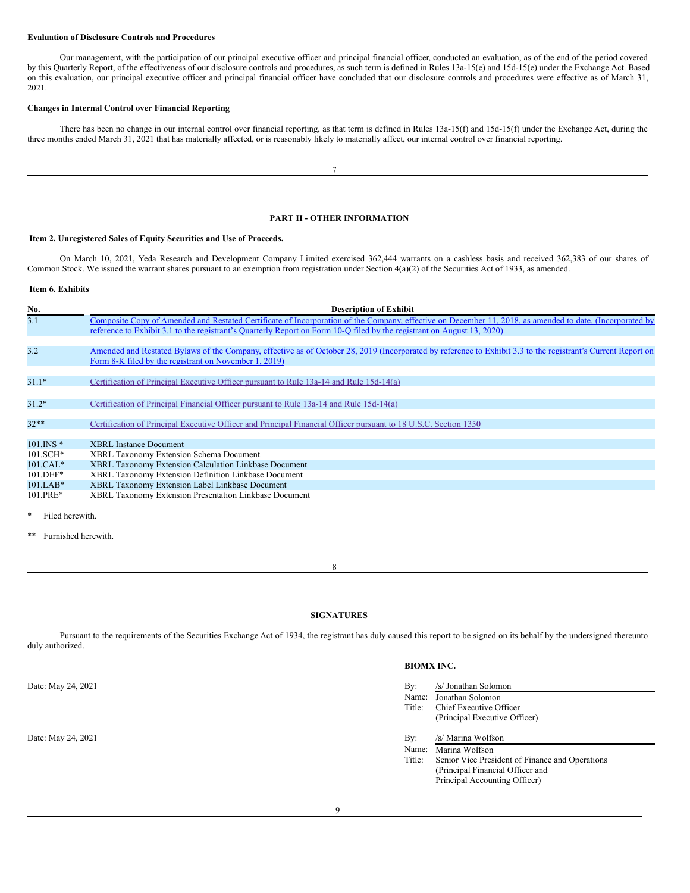**Evaluation of Disclosure Controls and Procedures**

Our management, with the participation of our principal executive officer and principal financial officer, conducted an evaluation, as of the end of the period covered by this Quarterly Report, of the effectiveness of our disclosure controls and procedures, as such term is defined in Rules 13a-15(e) and 15d-15(e) under the Exchange Act. Based on this evaluation, our principal executive officer and principal financial officer have concluded that our disclosure controls and procedures were effective as of March 31, 2021.

**Changes in Internal Control over Financial Reporting**

There has been no change in our internal control over financial reporting, as that term is defined in Rules 13a-15(f) and 15d-15(f) under the Exchange Act, during the three months ended March 31, 2021 that has materially affected, or is reasonably likely to materially affect, our internal control over financial reporting.

## PART II - OTHER INFORMATION

**Item 2. Unregistered Sales of Equity Securities and Use of Proceeds.**

On March 10, 2021, Yeda Research and Development Company Limited exercised 362,444 warrants on a cashless basis and received 362,383 of our shares of Common Stock. We issued the warrant shares pursuant to an exemption from registration under Section 4(a)(2) of the Securities Act of 1933, as amended.

**Item 6. Exhibits**

| No. | Description of Exhibit |
|---|---|
| 3.1 | Composite Copy of Amended and Restated Certificate of Incorporation of the Company, effective on December 11, 2018, as amended to date. (Incorporated by reference to Exhibit 3.1 to the registrant's Quarterly Report on Form 10-Q filed by the registrant on August 13, 2020) |
| 3.2 | Amended and Restated Bylaws of the Company, effective as of October 28, 2019 (Incorporated by reference to Exhibit 3.3 to the registrant's Current Report on Form 8-K filed by the registrant on November 1, 2019) |
| 31.1* | Certification of Principal Executive Officer pursuant to Rule 13a-14 and Rule 15d-14(a) |
| 31.2* | Certification of Principal Financial Officer pursuant to Rule 13a-14 and Rule 15d-14(a) |
| 32** | Certification of Principal Executive Officer and Principal Financial Officer pursuant to 18 U.S.C. Section 1350 |
| 101.INS * | XBRL Instance Document |
| 101.SCH* | XBRL Taxonomy Extension Schema Document |
| 101.CAL* | XBRL Taxonomy Extension Calculation Linkbase Document |
| 101.DEF* | XBRL Taxonomy Extension Definition Linkbase Document |
| 101.LAB* | XBRL Taxonomy Extension Label Linkbase Document |
| 101.PRE* | XBRL Taxonomy Extension Presentation Linkbase Document |

\* Filed herewith.

\*\* Furnished herewith.

## SIGNATURES

Pursuant to the requirements of the Securities Exchange Act of 1934, the registrant has duly caused this report to be signed on its behalf by the undersigned thereunto duly authorized.

**BIOMX INC.**

Date: May 24, 2021

By: /s/ Jonathan Solomon
Name: Jonathan Solomon
Title: Chief Executive Officer
(Principal Executive Officer)

Date: May 24, 2021

By: /s/ Marina Wolfson
Name: Marina Wolfson
Title: Senior Vice President of Finance and Operations
(Principal Financial Officer and
Principal Accounting Officer)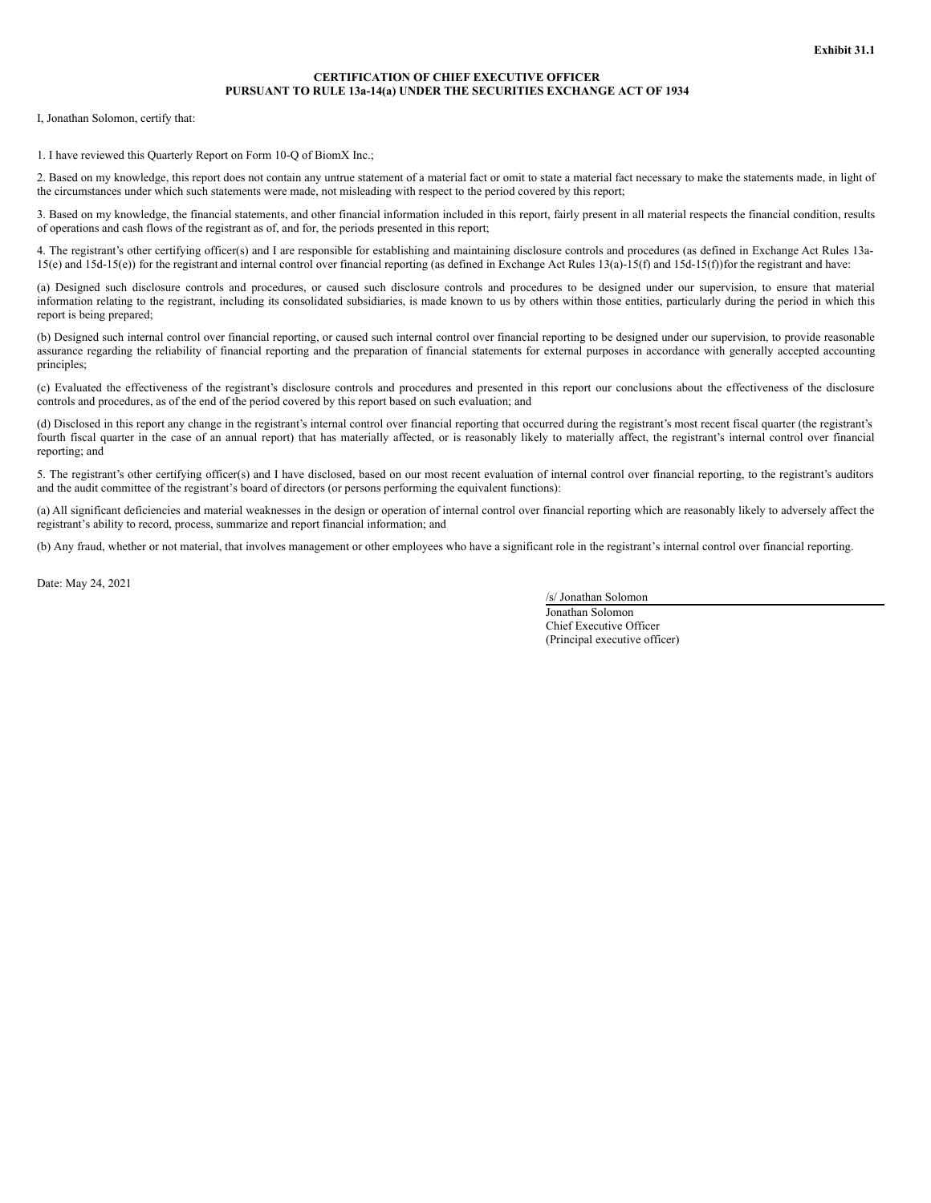**Exhibit 31.1**

**CERTIFICATION OF CHIEF EXECUTIVE OFFICER**
**PURSUANT TO RULE 13a-14(a) UNDER THE SECURITIES EXCHANGE ACT OF 1934**

I, Jonathan Solomon, certify that:

1. I have reviewed this Quarterly Report on Form 10-Q of BiomX Inc.;

2. Based on my knowledge, this report does not contain any untrue statement of a material fact or omit to state a material fact necessary to make the statements made, in light of the circumstances under which such statements were made, not misleading with respect to the period covered by this report;

3. Based on my knowledge, the financial statements, and other financial information included in this report, fairly present in all material respects the financial condition, results of operations and cash flows of the registrant as of, and for, the periods presented in this report;

4. The registrant's other certifying officer(s) and I are responsible for establishing and maintaining disclosure controls and procedures (as defined in Exchange Act Rules 13a-15(e) and 15d-15(e)) for the registrant and internal control over financial reporting (as defined in Exchange Act Rules 13(a)-15(f) and 15d-15(f))for the registrant and have:

(a) Designed such disclosure controls and procedures, or caused such disclosure controls and procedures to be designed under our supervision, to ensure that material information relating to the registrant, including its consolidated subsidiaries, is made known to us by others within those entities, particularly during the period in which this report is being prepared;

(b) Designed such internal control over financial reporting, or caused such internal control over financial reporting to be designed under our supervision, to provide reasonable assurance regarding the reliability of financial reporting and the preparation of financial statements for external purposes in accordance with generally accepted accounting principles;

(c) Evaluated the effectiveness of the registrant's disclosure controls and procedures and presented in this report our conclusions about the effectiveness of the disclosure controls and procedures, as of the end of the period covered by this report based on such evaluation; and

(d) Disclosed in this report any change in the registrant's internal control over financial reporting that occurred during the registrant's most recent fiscal quarter (the registrant's fourth fiscal quarter in the case of an annual report) that has materially affected, or is reasonably likely to materially affect, the registrant's internal control over financial reporting; and

5. The registrant's other certifying officer(s) and I have disclosed, based on our most recent evaluation of internal control over financial reporting, to the registrant's auditors and the audit committee of the registrant's board of directors (or persons performing the equivalent functions):

(a) All significant deficiencies and material weaknesses in the design or operation of internal control over financial reporting which are reasonably likely to adversely affect the registrant's ability to record, process, summarize and report financial information; and

(b) Any fraud, whether or not material, that involves management or other employees who have a significant role in the registrant's internal control over financial reporting.

Date: May 24, 2021

/s/ Jonathan Solomon
Jonathan Solomon
Chief Executive Officer
(Principal executive officer)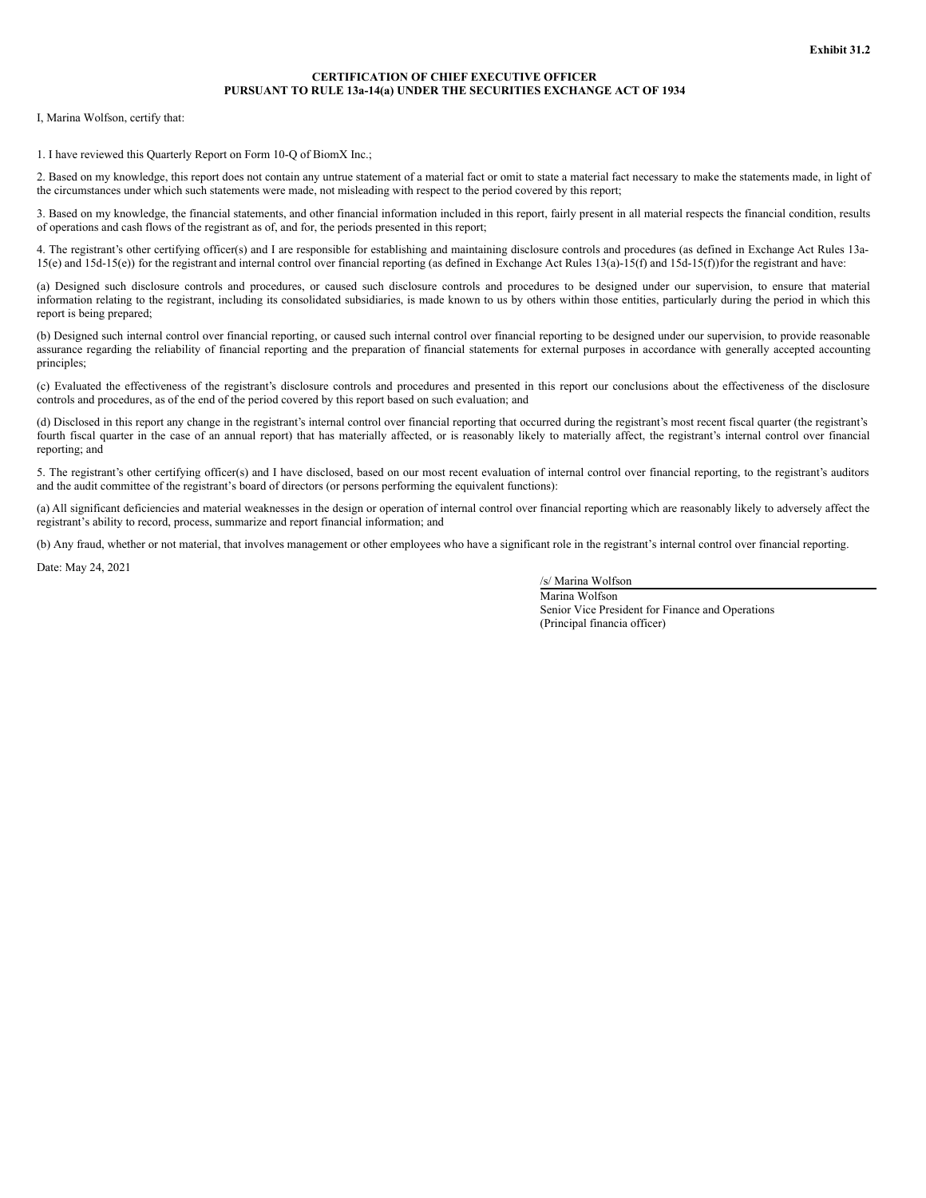**Exhibit 31.2**

**CERTIFICATION OF CHIEF EXECUTIVE OFFICER**
**PURSUANT TO RULE 13a-14(a) UNDER THE SECURITIES EXCHANGE ACT OF 1934**

I, Marina Wolfson, certify that:

1. I have reviewed this Quarterly Report on Form 10-Q of BiomX Inc.;

2. Based on my knowledge, this report does not contain any untrue statement of a material fact or omit to state a material fact necessary to make the statements made, in light of the circumstances under which such statements were made, not misleading with respect to the period covered by this report;

3. Based on my knowledge, the financial statements, and other financial information included in this report, fairly present in all material respects the financial condition, results of operations and cash flows of the registrant as of, and for, the periods presented in this report;

4. The registrant's other certifying officer(s) and I are responsible for establishing and maintaining disclosure controls and procedures (as defined in Exchange Act Rules 13a-15(e) and 15d-15(e)) for the registrant and internal control over financial reporting (as defined in Exchange Act Rules 13(a)-15(f) and 15d-15(f))for the registrant and have:

(a) Designed such disclosure controls and procedures, or caused such disclosure controls and procedures to be designed under our supervision, to ensure that material information relating to the registrant, including its consolidated subsidiaries, is made known to us by others within those entities, particularly during the period in which this report is being prepared;

(b) Designed such internal control over financial reporting, or caused such internal control over financial reporting to be designed under our supervision, to provide reasonable assurance regarding the reliability of financial reporting and the preparation of financial statements for external purposes in accordance with generally accepted accounting principles;

(c) Evaluated the effectiveness of the registrant's disclosure controls and procedures and presented in this report our conclusions about the effectiveness of the disclosure controls and procedures, as of the end of the period covered by this report based on such evaluation; and

(d) Disclosed in this report any change in the registrant's internal control over financial reporting that occurred during the registrant's most recent fiscal quarter (the registrant's fourth fiscal quarter in the case of an annual report) that has materially affected, or is reasonably likely to materially affect, the registrant's internal control over financial reporting; and

5. The registrant's other certifying officer(s) and I have disclosed, based on our most recent evaluation of internal control over financial reporting, to the registrant's auditors and the audit committee of the registrant's board of directors (or persons performing the equivalent functions):

(a) All significant deficiencies and material weaknesses in the design or operation of internal control over financial reporting which are reasonably likely to adversely affect the registrant's ability to record, process, summarize and report financial information; and

(b) Any fraud, whether or not material, that involves management or other employees who have a significant role in the registrant's internal control over financial reporting.

Date: May 24, 2021

/s/ Marina Wolfson
Marina Wolfson
Senior Vice President for Finance and Operations
(Principal financia officer)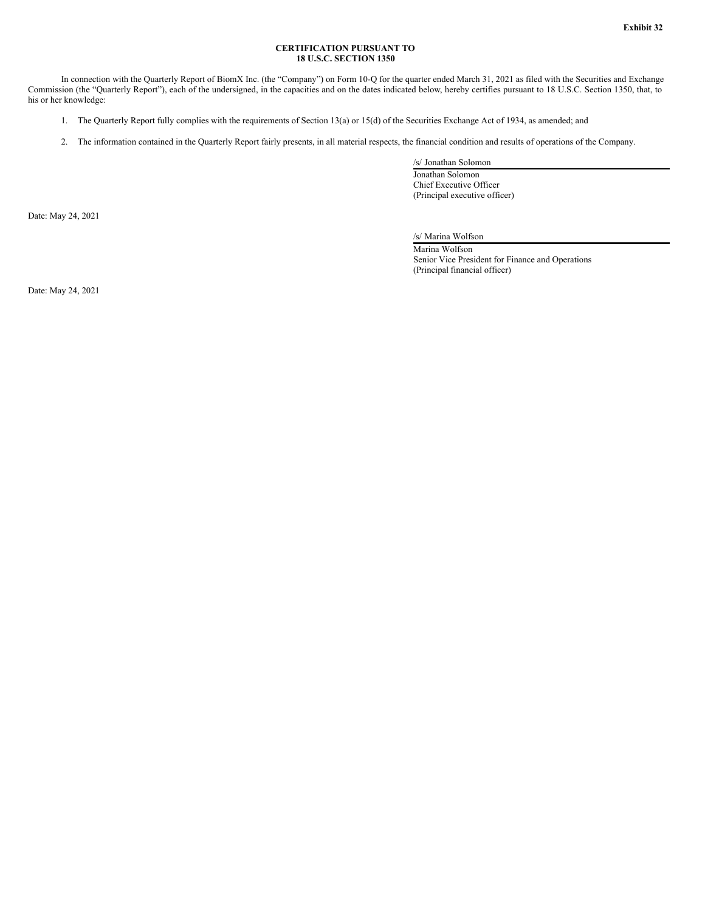**Exhibit 32**

**CERTIFICATION PURSUANT TO 18 U.S.C. SECTION 1350**

In connection with the Quarterly Report of BiomX Inc. (the "Company") on Form 10-Q for the quarter ended March 31, 2021 as filed with the Securities and Exchange Commission (the "Quarterly Report"), each of the undersigned, in the capacities and on the dates indicated below, hereby certifies pursuant to 18 U.S.C. Section 1350, that, to his or her knowledge:

1. The Quarterly Report fully complies with the requirements of Section 13(a) or 15(d) of the Securities Exchange Act of 1934, as amended; and

2. The information contained in the Quarterly Report fairly presents, in all material respects, the financial condition and results of operations of the Company.

/s/ Jonathan Solomon
Jonathan Solomon
Chief Executive Officer
(Principal executive officer)

Date: May 24, 2021

/s/ Marina Wolfson
Marina Wolfson
Senior Vice President for Finance and Operations
(Principal financial officer)

Date: May 24, 2021